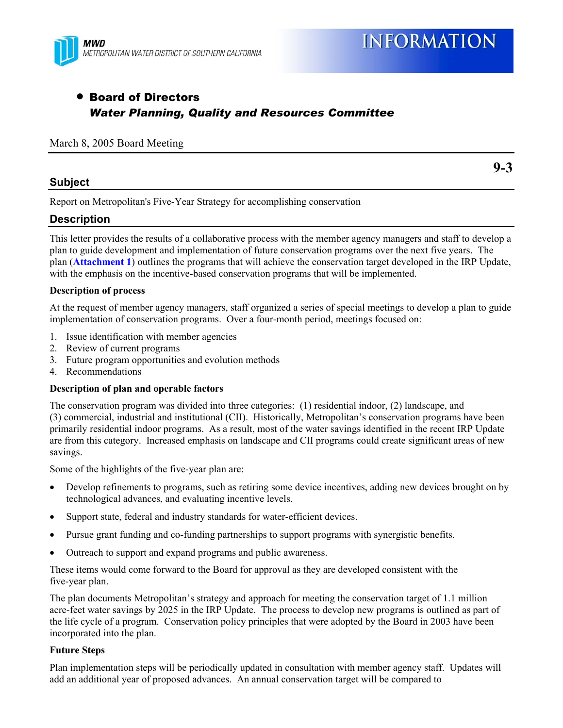MWD
METROPOLITAN WATER DISTRICT OF SOUTHERN CALIFORNIA

INFORMATION

- **Board of Directors**
  ***Water Planning, Quality and Resources Committee***

March 8, 2005 Board Meeting

**9-3**

## Subject

Report on Metropolitan's Five-Year Strategy for accomplishing conservation

## Description

This letter provides the results of a collaborative process with the member agency managers and staff to develop a plan to guide development and implementation of future conservation programs over the next five years. The plan (**Attachment 1**) outlines the programs that will achieve the conservation target developed in the IRP Update, with the emphasis on the incentive-based conservation programs that will be implemented.

**Description of process**

At the request of member agency managers, staff organized a series of special meetings to develop a plan to guide implementation of conservation programs. Over a four-month period, meetings focused on:

1. Issue identification with member agencies
2. Review of current programs
3. Future program opportunities and evolution methods
4. Recommendations

**Description of plan and operable factors**

The conservation program was divided into three categories: (1) residential indoor, (2) landscape, and (3) commercial, industrial and institutional (CII). Historically, Metropolitan's conservation programs have been primarily residential indoor programs. As a result, most of the water savings identified in the recent IRP Update are from this category. Increased emphasis on landscape and CII programs could create significant areas of new savings.

Some of the highlights of the five-year plan are:

- Develop refinements to programs, such as retiring some device incentives, adding new devices brought on by technological advances, and evaluating incentive levels.
- Support state, federal and industry standards for water-efficient devices.
- Pursue grant funding and co-funding partnerships to support programs with synergistic benefits.
- Outreach to support and expand programs and public awareness.

These items would come forward to the Board for approval as they are developed consistent with the five-year plan.

The plan documents Metropolitan's strategy and approach for meeting the conservation target of 1.1 million acre-feet water savings by 2025 in the IRP Update. The process to develop new programs is outlined as part of the life cycle of a program. Conservation policy principles that were adopted by the Board in 2003 have been incorporated into the plan.

**Future Steps**

Plan implementation steps will be periodically updated in consultation with member agency staff. Updates will add an additional year of proposed advances. An annual conservation target will be compared to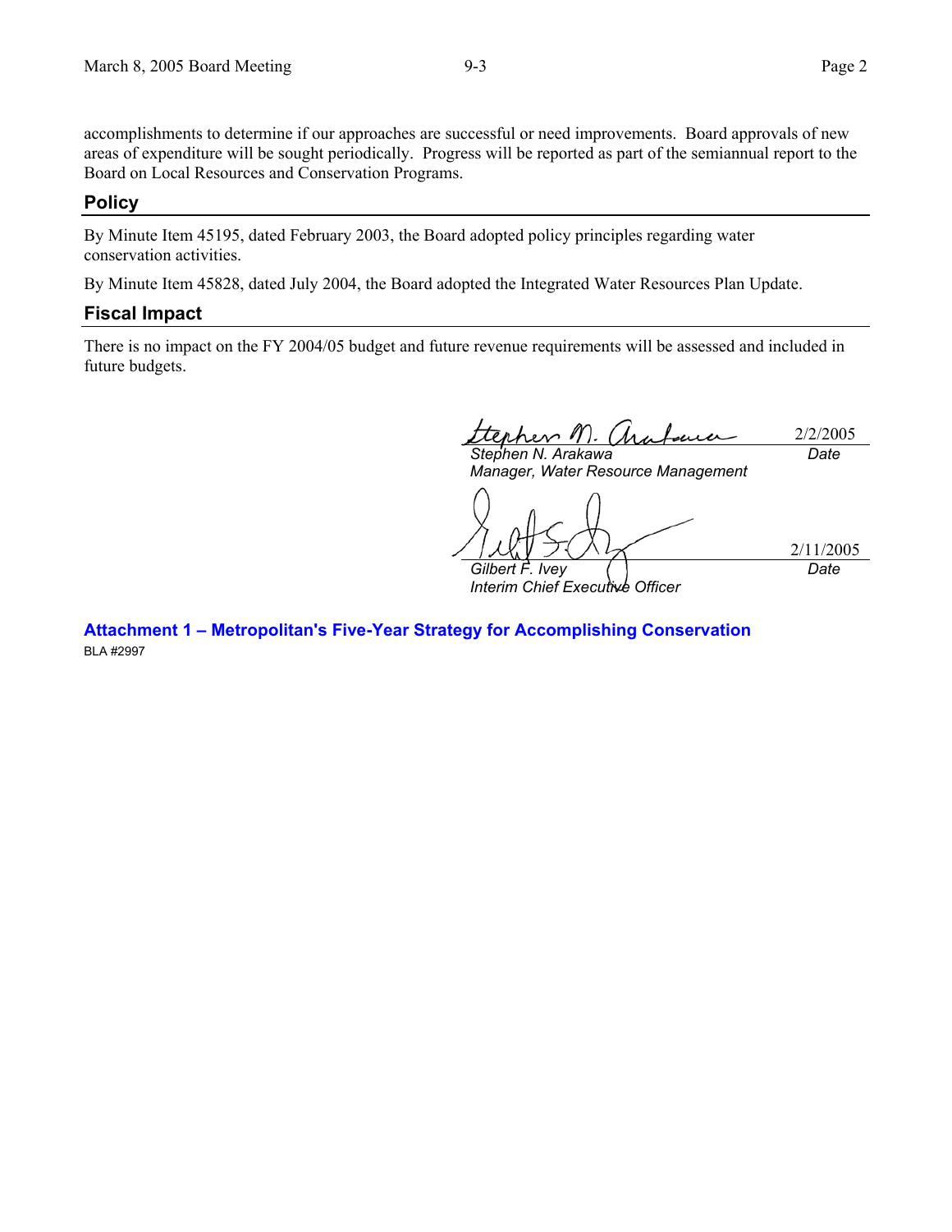accomplishments to determine if our approaches are successful or need improvements. Board approvals of new areas of expenditure will be sought periodically. Progress will be reported as part of the semiannual report to the Board on Local Resources and Conservation Programs.

## Policy

By Minute Item 45195, dated February 2003, the Board adopted policy principles regarding water conservation activities.

By Minute Item 45828, dated July 2004, the Board adopted the Integrated Water Resources Plan Update.

## Fiscal Impact

There is no impact on the FY 2004/05 budget and future revenue requirements will be assessed and included in future budgets.

| | |
|---|---|
| *Stephen N. Arakawa*<br>*Manager, Water Resource Management* | 2/2/2005<br>*Date* |
| *Gilbert F. Ivey*<br>*Interim Chief Executive Officer* | 2/11/2005<br>*Date* |

**Attachment 1 – Metropolitan's Five-Year Strategy for Accomplishing Conservation**

BLA #2997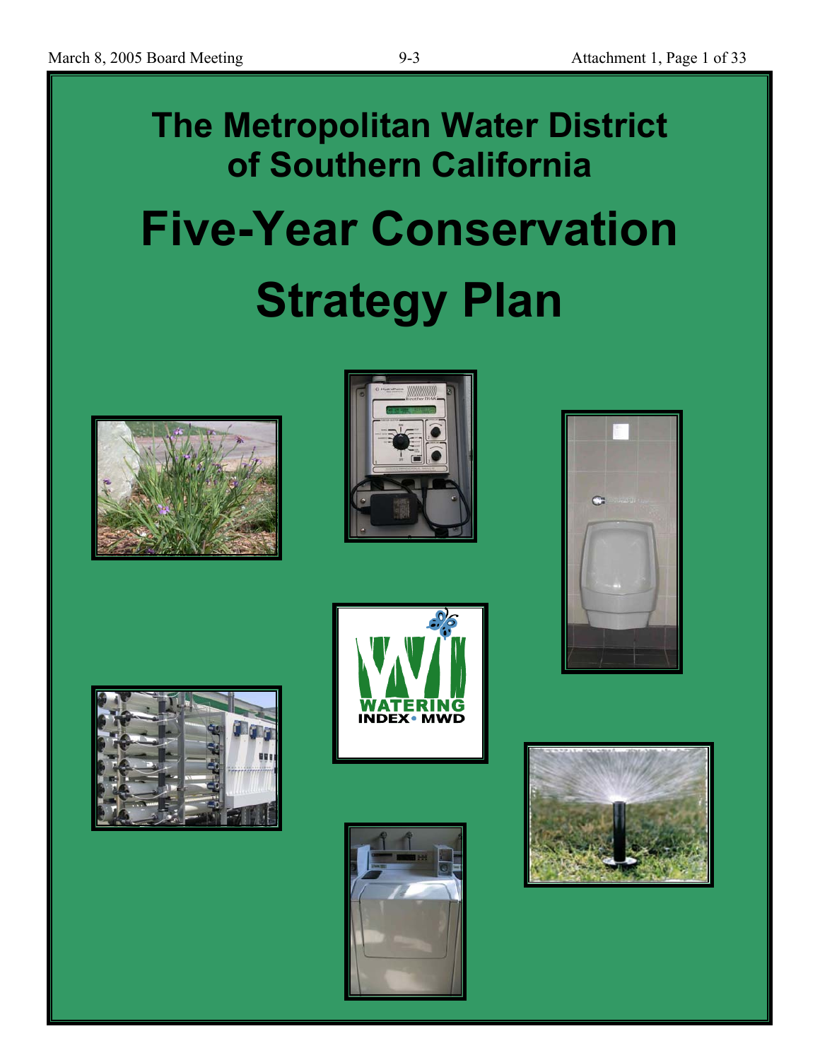# The Metropolitan Water District of Southern California

# Five-Year Conservation Strategy Plan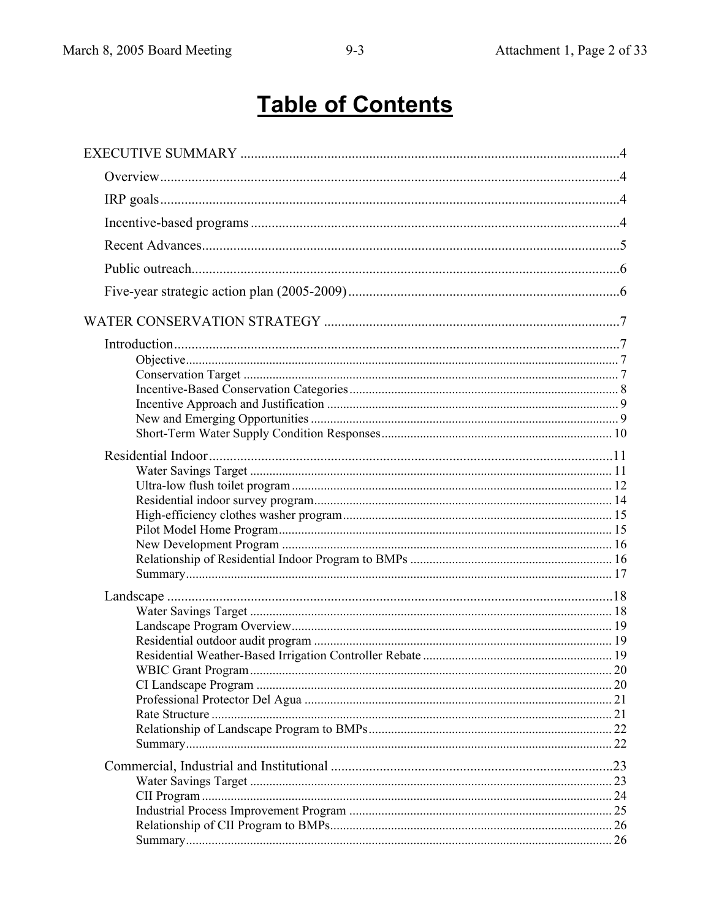# Table of Contents

EXECUTIVE SUMMARY .......... 4

- Overview .......... 4
- IRP goals .......... 4
- Incentive-based programs .......... 4
- Recent Advances .......... 5
- Public outreach .......... 6
- Five-year strategic action plan (2005-2009) .......... 6

WATER CONSERVATION STRATEGY .......... 7

- Introduction .......... 7
  - Objective .......... 7
  - Conservation Target .......... 7
  - Incentive-Based Conservation Categories .......... 8
  - Incentive Approach and Justification .......... 9
  - New and Emerging Opportunities .......... 9
  - Short-Term Water Supply Condition Responses .......... 10
- Residential Indoor .......... 11
  - Water Savings Target .......... 11
  - Ultra-low flush toilet program .......... 12
  - Residential indoor survey program .......... 14
  - High-efficiency clothes washer program .......... 15
  - Pilot Model Home Program .......... 15
  - New Development Program .......... 16
  - Relationship of Residential Indoor Program to BMPs .......... 16
  - Summary .......... 17
- Landscape .......... 18
  - Water Savings Target .......... 18
  - Landscape Program Overview .......... 19
  - Residential outdoor audit program .......... 19
  - Residential Weather-Based Irrigation Controller Rebate .......... 19
  - WBIC Grant Program .......... 20
  - CI Landscape Program .......... 20
  - Professional Protector Del Agua .......... 21
  - Rate Structure .......... 21
  - Relationship of Landscape Program to BMPs .......... 22
  - Summary .......... 22
- Commercial, Industrial and Institutional .......... 23
  - Water Savings Target .......... 23
  - CII Program .......... 24
  - Industrial Process Improvement Program .......... 25
  - Relationship of CII Program to BMPs .......... 26
  - Summary .......... 26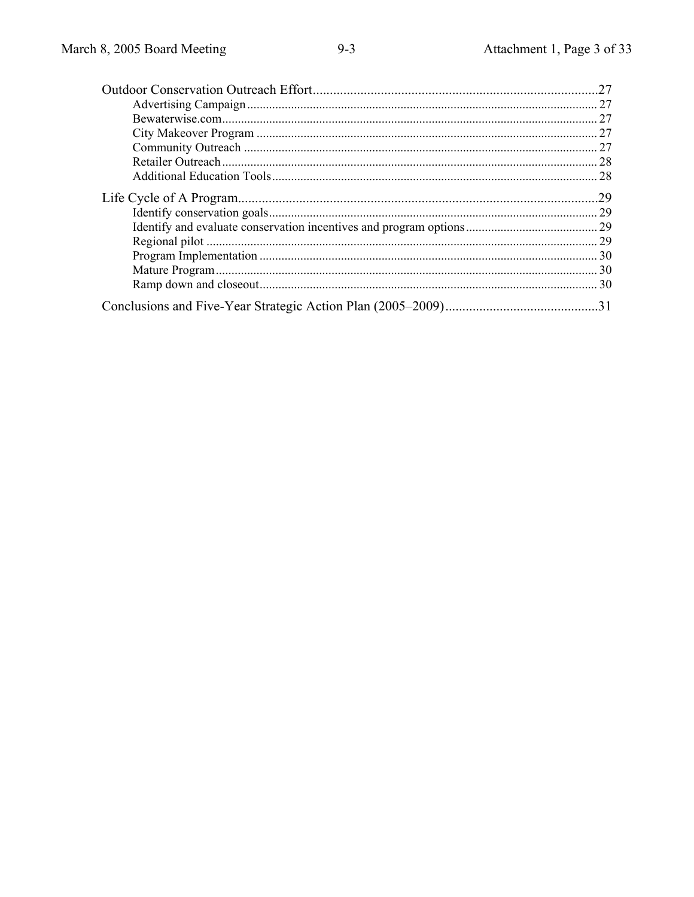Outdoor Conservation Outreach Effort....................................................................................27

- Advertising Campaign .............................................................................................................. 27
- Bewaterwise.com....................................................................................................................... 27
- City Makeover Program ............................................................................................................ 27
- Community Outreach ................................................................................................................ 27
- Retailer Outreach ....................................................................................................................... 28
- Additional Education Tools....................................................................................................... 28

Life Cycle of A Program...........................................................................................................29

- Identify conservation goals........................................................................................................ 29
- Identify and evaluate conservation incentives and program options.......................................... 29
- Regional pilot ............................................................................................................................ 29
- Program Implementation ........................................................................................................... 30
- Mature Program.......................................................................................................................... 30
- Ramp down and closeout........................................................................................................... 30

Conclusions and Five-Year Strategic Action Plan (2005–2009).............................................31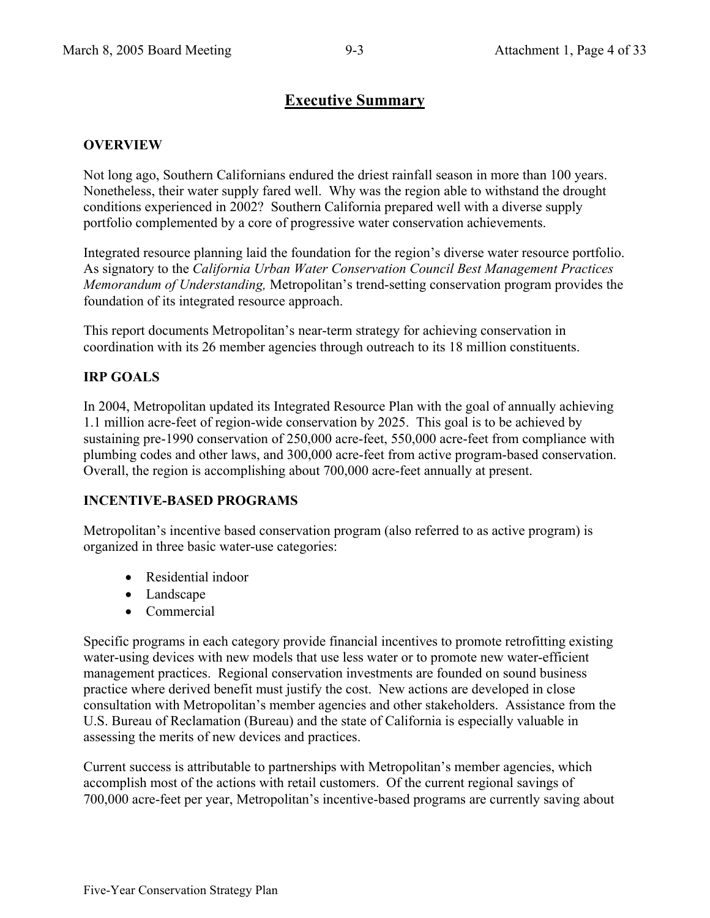# Executive Summary

## OVERVIEW

Not long ago, Southern Californians endured the driest rainfall season in more than 100 years. Nonetheless, their water supply fared well. Why was the region able to withstand the drought conditions experienced in 2002? Southern California prepared well with a diverse supply portfolio complemented by a core of progressive water conservation achievements.

Integrated resource planning laid the foundation for the region's diverse water resource portfolio. As signatory to the *California Urban Water Conservation Council Best Management Practices Memorandum of Understanding,* Metropolitan's trend-setting conservation program provides the foundation of its integrated resource approach.

This report documents Metropolitan's near-term strategy for achieving conservation in coordination with its 26 member agencies through outreach to its 18 million constituents.

## IRP GOALS

In 2004, Metropolitan updated its Integrated Resource Plan with the goal of annually achieving 1.1 million acre-feet of region-wide conservation by 2025. This goal is to be achieved by sustaining pre-1990 conservation of 250,000 acre-feet, 550,000 acre-feet from compliance with plumbing codes and other laws, and 300,000 acre-feet from active program-based conservation. Overall, the region is accomplishing about 700,000 acre-feet annually at present.

## INCENTIVE-BASED PROGRAMS

Metropolitan's incentive based conservation program (also referred to as active program) is organized in three basic water-use categories:

- Residential indoor
- Landscape
- Commercial

Specific programs in each category provide financial incentives to promote retrofitting existing water-using devices with new models that use less water or to promote new water-efficient management practices. Regional conservation investments are founded on sound business practice where derived benefit must justify the cost. New actions are developed in close consultation with Metropolitan's member agencies and other stakeholders. Assistance from the U.S. Bureau of Reclamation (Bureau) and the state of California is especially valuable in assessing the merits of new devices and practices.

Current success is attributable to partnerships with Metropolitan's member agencies, which accomplish most of the actions with retail customers. Of the current regional savings of 700,000 acre-feet per year, Metropolitan's incentive-based programs are currently saving about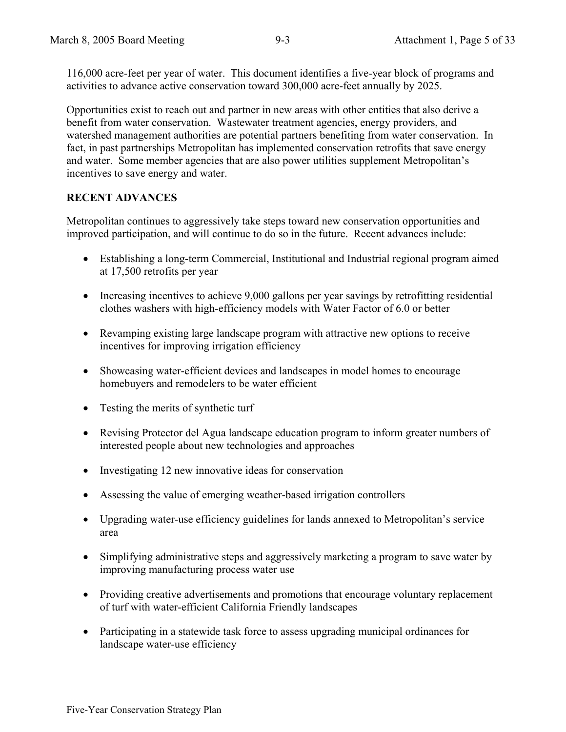116,000 acre-feet per year of water. This document identifies a five-year block of programs and activities to advance active conservation toward 300,000 acre-feet annually by 2025.

Opportunities exist to reach out and partner in new areas with other entities that also derive a benefit from water conservation. Wastewater treatment agencies, energy providers, and watershed management authorities are potential partners benefiting from water conservation. In fact, in past partnerships Metropolitan has implemented conservation retrofits that save energy and water. Some member agencies that are also power utilities supplement Metropolitan's incentives to save energy and water.

## RECENT ADVANCES

Metropolitan continues to aggressively take steps toward new conservation opportunities and improved participation, and will continue to do so in the future. Recent advances include:

- Establishing a long-term Commercial, Institutional and Industrial regional program aimed at 17,500 retrofits per year
- Increasing incentives to achieve 9,000 gallons per year savings by retrofitting residential clothes washers with high-efficiency models with Water Factor of 6.0 or better
- Revamping existing large landscape program with attractive new options to receive incentives for improving irrigation efficiency
- Showcasing water-efficient devices and landscapes in model homes to encourage homebuyers and remodelers to be water efficient
- Testing the merits of synthetic turf
- Revising Protector del Agua landscape education program to inform greater numbers of interested people about new technologies and approaches
- Investigating 12 new innovative ideas for conservation
- Assessing the value of emerging weather-based irrigation controllers
- Upgrading water-use efficiency guidelines for lands annexed to Metropolitan's service area
- Simplifying administrative steps and aggressively marketing a program to save water by improving manufacturing process water use
- Providing creative advertisements and promotions that encourage voluntary replacement of turf with water-efficient California Friendly landscapes
- Participating in a statewide task force to assess upgrading municipal ordinances for landscape water-use efficiency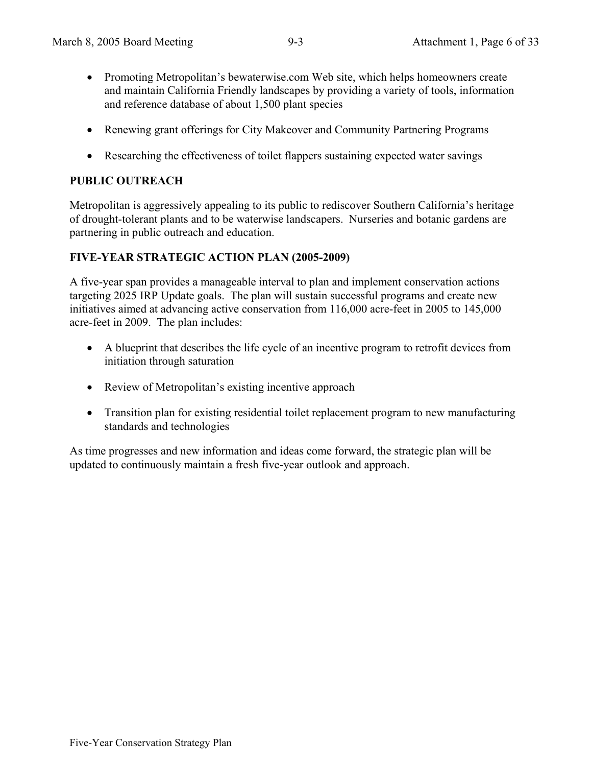- Promoting Metropolitan's bewaterwise.com Web site, which helps homeowners create and maintain California Friendly landscapes by providing a variety of tools, information and reference database of about 1,500 plant species

- Renewing grant offerings for City Makeover and Community Partnering Programs

- Researching the effectiveness of toilet flappers sustaining expected water savings

**PUBLIC OUTREACH**

Metropolitan is aggressively appealing to its public to rediscover Southern California's heritage of drought-tolerant plants and to be waterwise landscapers. Nurseries and botanic gardens are partnering in public outreach and education.

**FIVE-YEAR STRATEGIC ACTION PLAN (2005-2009)**

A five-year span provides a manageable interval to plan and implement conservation actions targeting 2025 IRP Update goals. The plan will sustain successful programs and create new initiatives aimed at advancing active conservation from 116,000 acre-feet in 2005 to 145,000 acre-feet in 2009. The plan includes:

- A blueprint that describes the life cycle of an incentive program to retrofit devices from initiation through saturation

- Review of Metropolitan's existing incentive approach

- Transition plan for existing residential toilet replacement program to new manufacturing standards and technologies

As time progresses and new information and ideas come forward, the strategic plan will be updated to continuously maintain a fresh five-year outlook and approach.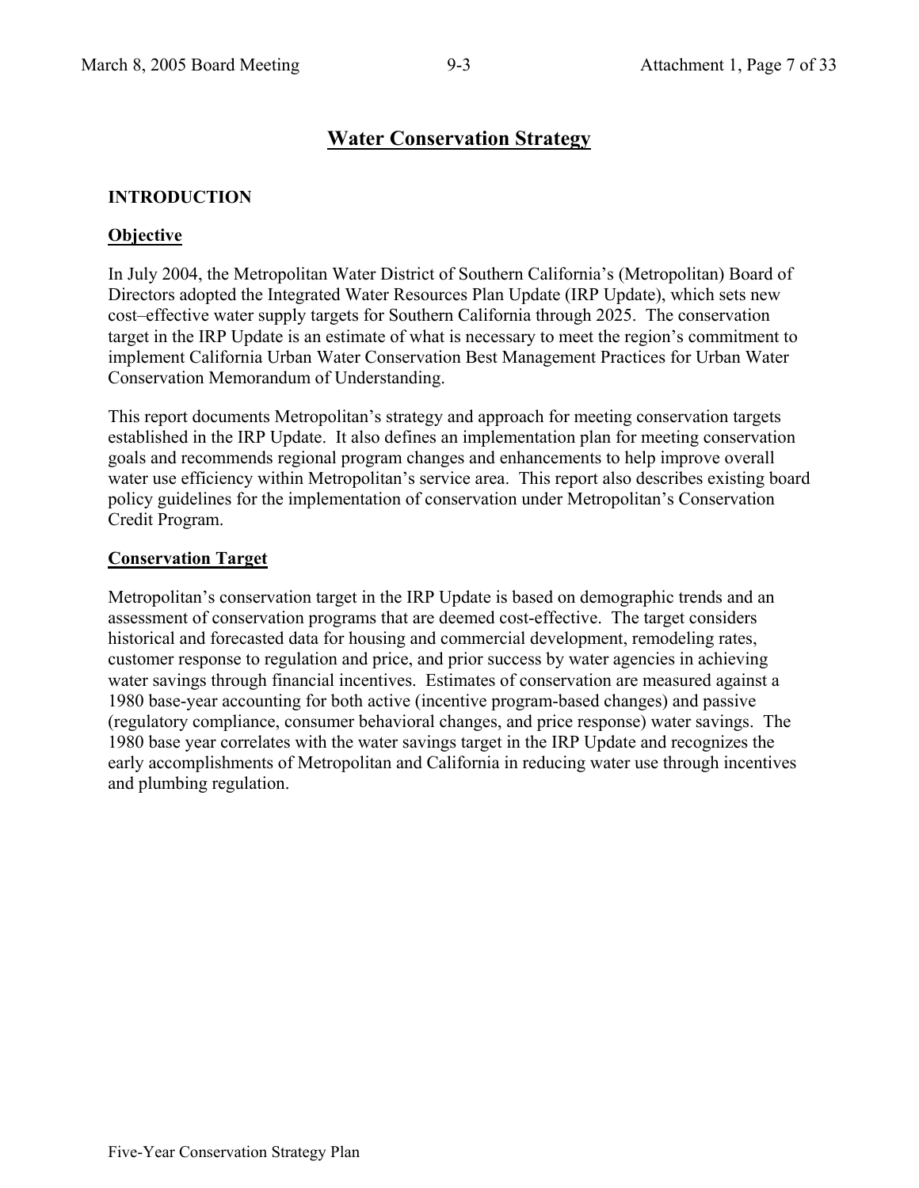# Water Conservation Strategy

## INTRODUCTION

### Objective

In July 2004, the Metropolitan Water District of Southern California's (Metropolitan) Board of Directors adopted the Integrated Water Resources Plan Update (IRP Update), which sets new cost–effective water supply targets for Southern California through 2025. The conservation target in the IRP Update is an estimate of what is necessary to meet the region's commitment to implement California Urban Water Conservation Best Management Practices for Urban Water Conservation Memorandum of Understanding.

This report documents Metropolitan's strategy and approach for meeting conservation targets established in the IRP Update. It also defines an implementation plan for meeting conservation goals and recommends regional program changes and enhancements to help improve overall water use efficiency within Metropolitan's service area. This report also describes existing board policy guidelines for the implementation of conservation under Metropolitan's Conservation Credit Program.

### Conservation Target

Metropolitan's conservation target in the IRP Update is based on demographic trends and an assessment of conservation programs that are deemed cost-effective. The target considers historical and forecasted data for housing and commercial development, remodeling rates, customer response to regulation and price, and prior success by water agencies in achieving water savings through financial incentives. Estimates of conservation are measured against a 1980 base-year accounting for both active (incentive program-based changes) and passive (regulatory compliance, consumer behavioral changes, and price response) water savings. The 1980 base year correlates with the water savings target in the IRP Update and recognizes the early accomplishments of Metropolitan and California in reducing water use through incentives and plumbing regulation.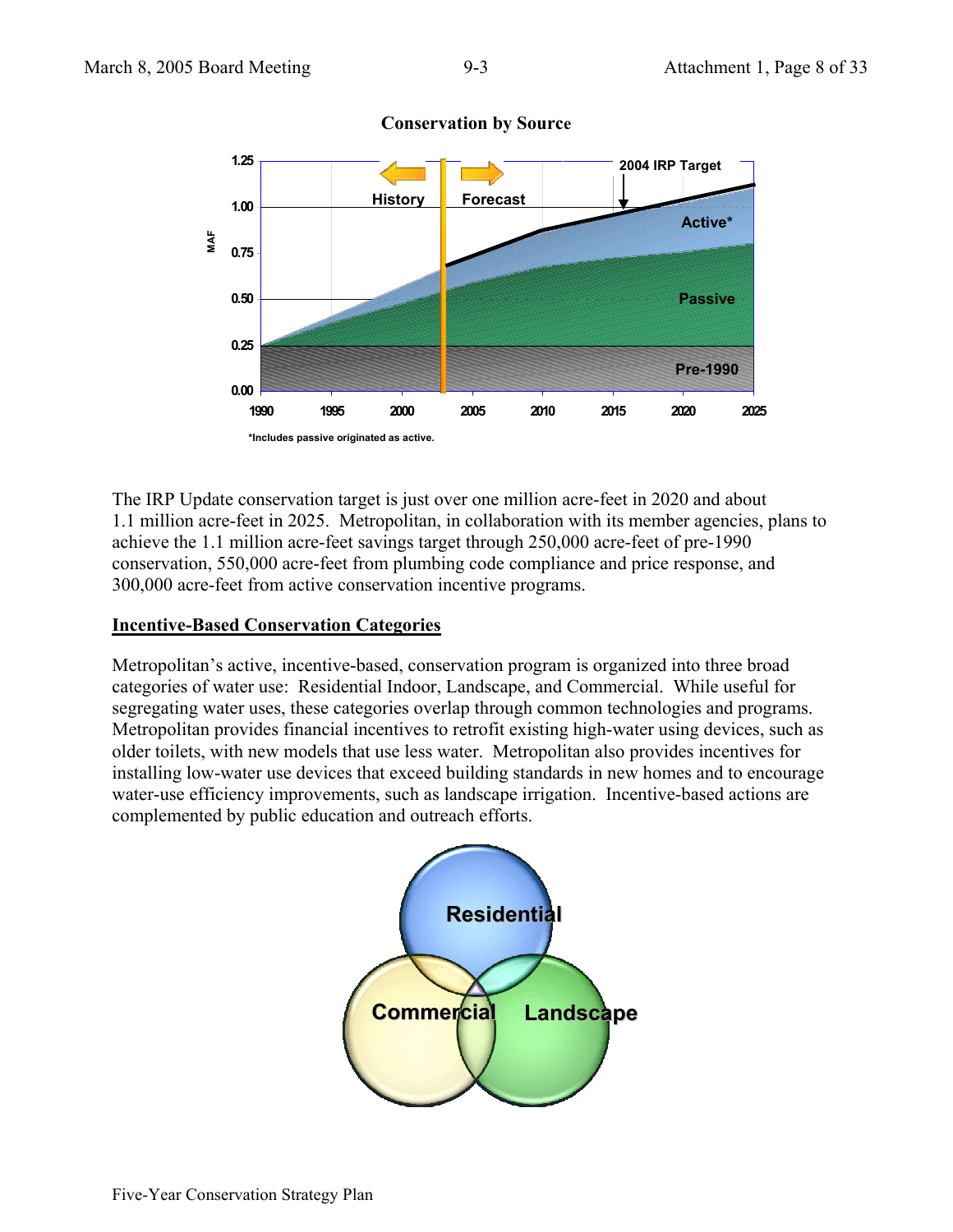**Conservation by Source**

*Includes passive originated as active.

The IRP Update conservation target is just over one million acre-feet in 2020 and about 1.1 million acre-feet in 2025. Metropolitan, in collaboration with its member agencies, plans to achieve the 1.1 million acre-feet savings target through 250,000 acre-feet of pre-1990 conservation, 550,000 acre-feet from plumbing code compliance and price response, and 300,000 acre-feet from active conservation incentive programs.

## Incentive-Based Conservation Categories

Metropolitan's active, incentive-based, conservation program is organized into three broad categories of water use: Residential Indoor, Landscape, and Commercial. While useful for segregating water uses, these categories overlap through common technologies and programs. Metropolitan provides financial incentives to retrofit existing high-water using devices, such as older toilets, with new models that use less water. Metropolitan also provides incentives for installing low-water use devices that exceed building standards in new homes and to encourage water-use efficiency improvements, such as landscape irrigation. Incentive-based actions are complemented by public education and outreach efforts.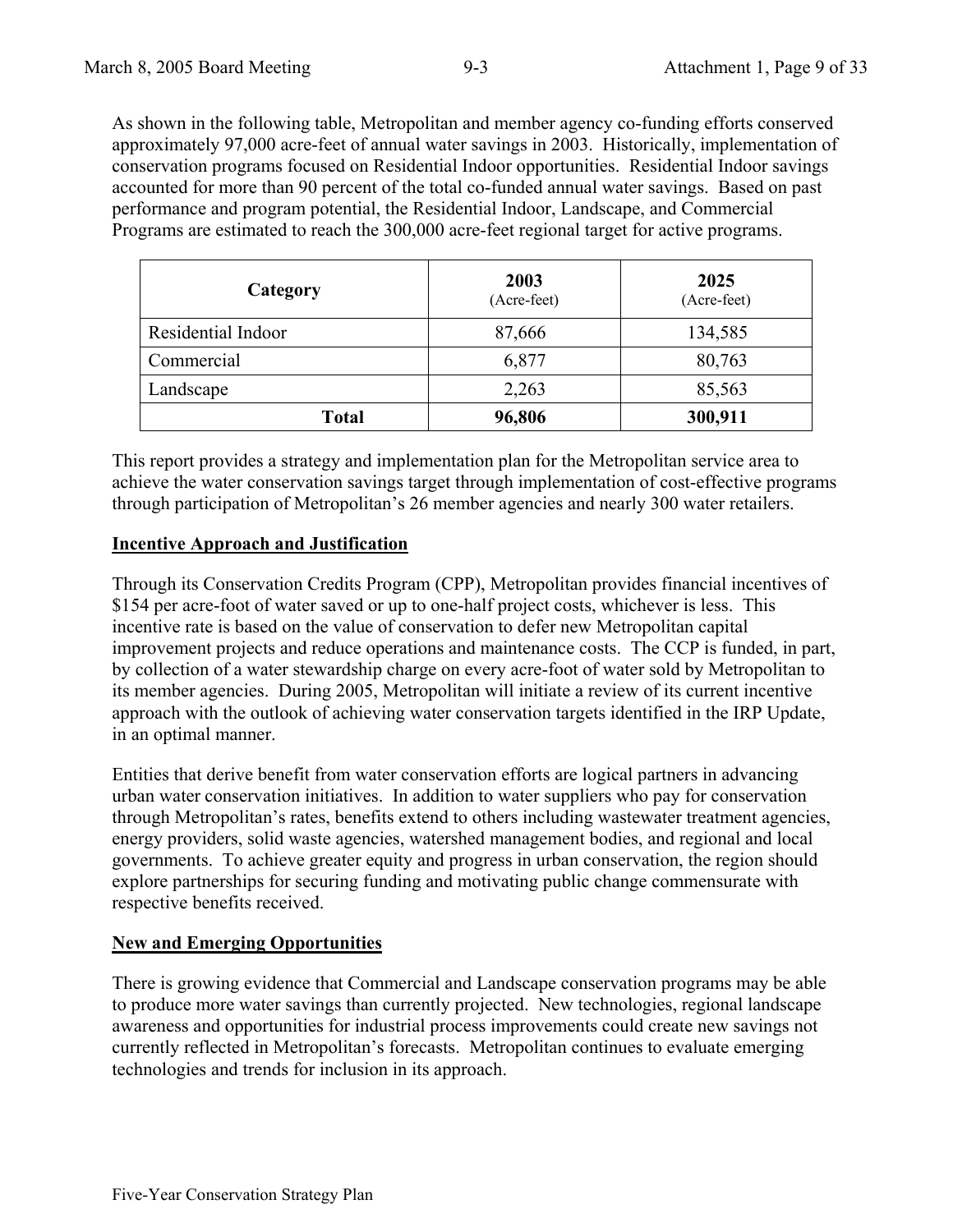As shown in the following table, Metropolitan and member agency co-funding efforts conserved approximately 97,000 acre-feet of annual water savings in 2003. Historically, implementation of conservation programs focused on Residential Indoor opportunities. Residential Indoor savings accounted for more than 90 percent of the total co-funded annual water savings. Based on past performance and program potential, the Residential Indoor, Landscape, and Commercial Programs are estimated to reach the 300,000 acre-feet regional target for active programs.

| Category | 2003 (Acre-feet) | 2025 (Acre-feet) |
|---|---|---|
| Residential Indoor | 87,666 | 134,585 |
| Commercial | 6,877 | 80,763 |
| Landscape | 2,263 | 85,563 |
| **Total** | **96,806** | **300,911** |

This report provides a strategy and implementation plan for the Metropolitan service area to achieve the water conservation savings target through implementation of cost-effective programs through participation of Metropolitan's 26 member agencies and nearly 300 water retailers.

**Incentive Approach and Justification**

Through its Conservation Credits Program (CPP), Metropolitan provides financial incentives of $154 per acre-foot of water saved or up to one-half project costs, whichever is less. This incentive rate is based on the value of conservation to defer new Metropolitan capital improvement projects and reduce operations and maintenance costs. The CCP is funded, in part, by collection of a water stewardship charge on every acre-foot of water sold by Metropolitan to its member agencies. During 2005, Metropolitan will initiate a review of its current incentive approach with the outlook of achieving water conservation targets identified in the IRP Update, in an optimal manner.

Entities that derive benefit from water conservation efforts are logical partners in advancing urban water conservation initiatives. In addition to water suppliers who pay for conservation through Metropolitan's rates, benefits extend to others including wastewater treatment agencies, energy providers, solid waste agencies, watershed management bodies, and regional and local governments. To achieve greater equity and progress in urban conservation, the region should explore partnerships for securing funding and motivating public change commensurate with respective benefits received.

**New and Emerging Opportunities**

There is growing evidence that Commercial and Landscape conservation programs may be able to produce more water savings than currently projected. New technologies, regional landscape awareness and opportunities for industrial process improvements could create new savings not currently reflected in Metropolitan's forecasts. Metropolitan continues to evaluate emerging technologies and trends for inclusion in its approach.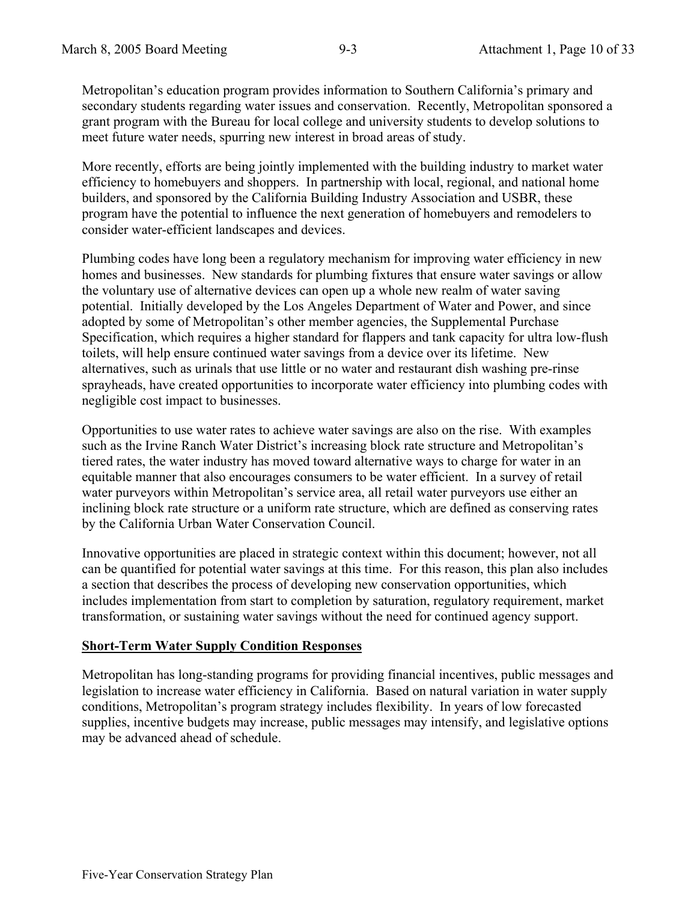Metropolitan's education program provides information to Southern California's primary and secondary students regarding water issues and conservation. Recently, Metropolitan sponsored a grant program with the Bureau for local college and university students to develop solutions to meet future water needs, spurring new interest in broad areas of study.

More recently, efforts are being jointly implemented with the building industry to market water efficiency to homebuyers and shoppers. In partnership with local, regional, and national home builders, and sponsored by the California Building Industry Association and USBR, these program have the potential to influence the next generation of homebuyers and remodelers to consider water-efficient landscapes and devices.

Plumbing codes have long been a regulatory mechanism for improving water efficiency in new homes and businesses. New standards for plumbing fixtures that ensure water savings or allow the voluntary use of alternative devices can open up a whole new realm of water saving potential. Initially developed by the Los Angeles Department of Water and Power, and since adopted by some of Metropolitan's other member agencies, the Supplemental Purchase Specification, which requires a higher standard for flappers and tank capacity for ultra low-flush toilets, will help ensure continued water savings from a device over its lifetime. New alternatives, such as urinals that use little or no water and restaurant dish washing pre-rinse sprayheads, have created opportunities to incorporate water efficiency into plumbing codes with negligible cost impact to businesses.

Opportunities to use water rates to achieve water savings are also on the rise. With examples such as the Irvine Ranch Water District's increasing block rate structure and Metropolitan's tiered rates, the water industry has moved toward alternative ways to charge for water in an equitable manner that also encourages consumers to be water efficient. In a survey of retail water purveyors within Metropolitan's service area, all retail water purveyors use either an inclining block rate structure or a uniform rate structure, which are defined as conserving rates by the California Urban Water Conservation Council.

Innovative opportunities are placed in strategic context within this document; however, not all can be quantified for potential water savings at this time. For this reason, this plan also includes a section that describes the process of developing new conservation opportunities, which includes implementation from start to completion by saturation, regulatory requirement, market transformation, or sustaining water savings without the need for continued agency support.

## Short-Term Water Supply Condition Responses

Metropolitan has long-standing programs for providing financial incentives, public messages and legislation to increase water efficiency in California. Based on natural variation in water supply conditions, Metropolitan's program strategy includes flexibility. In years of low forecasted supplies, incentive budgets may increase, public messages may intensify, and legislative options may be advanced ahead of schedule.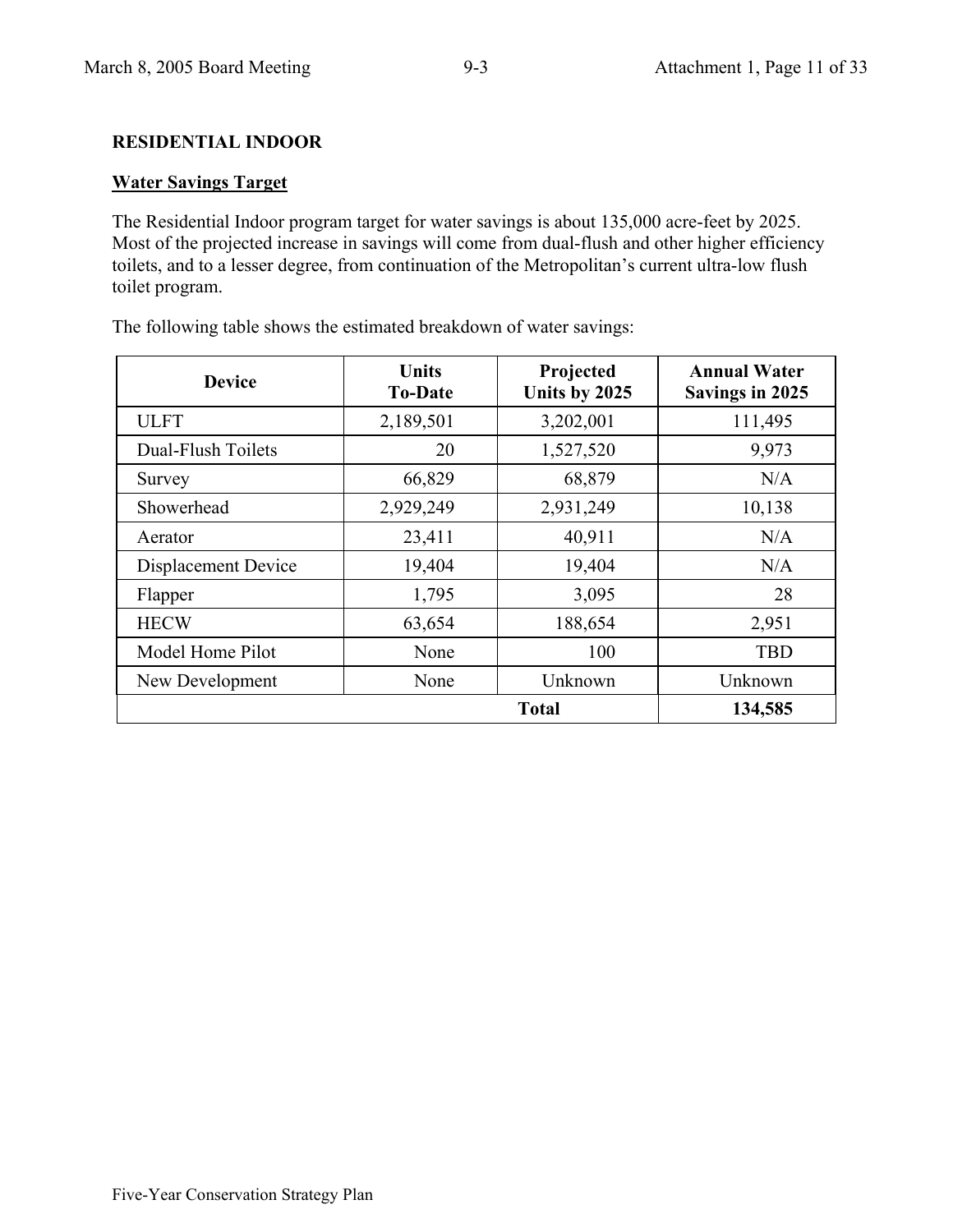## RESIDENTIAL INDOOR

### Water Savings Target

The Residential Indoor program target for water savings is about 135,000 acre-feet by 2025. Most of the projected increase in savings will come from dual-flush and other higher efficiency toilets, and to a lesser degree, from continuation of the Metropolitan's current ultra-low flush toilet program.

The following table shows the estimated breakdown of water savings:

| Device | Units To-Date | Projected Units by 2025 | Annual Water Savings in 2025 |
|---|---|---|---|
| ULFT | 2,189,501 | 3,202,001 | 111,495 |
| Dual-Flush Toilets | 20 | 1,527,520 | 9,973 |
| Survey | 66,829 | 68,879 | N/A |
| Showerhead | 2,929,249 | 2,931,249 | 10,138 |
| Aerator | 23,411 | 40,911 | N/A |
| Displacement Device | 19,404 | 19,404 | N/A |
| Flapper | 1,795 | 3,095 | 28 |
| HECW | 63,654 | 188,654 | 2,951 |
| Model Home Pilot | None | 100 | TBD |
| New Development | None | Unknown | Unknown |
| | | **Total** | **134,585** |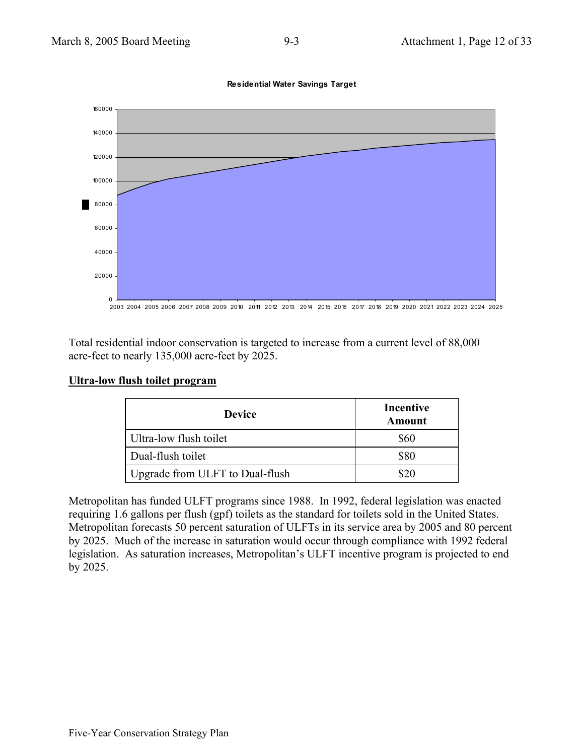**Residential Water Savings Target**

Total residential indoor conservation is targeted to increase from a current level of 88,000 acre-feet to nearly 135,000 acre-feet by 2025.

## Ultra-low flush toilet program

| Device | Incentive Amount |
|---|---|
| Ultra-low flush toilet | $60 |
| Dual-flush toilet | $80 |
| Upgrade from ULFT to Dual-flush | $20 |

Metropolitan has funded ULFT programs since 1988. In 1992, federal legislation was enacted requiring 1.6 gallons per flush (gpf) toilets as the standard for toilets sold in the United States. Metropolitan forecasts 50 percent saturation of ULFTs in its service area by 2005 and 80 percent by 2025. Much of the increase in saturation would occur through compliance with 1992 federal legislation. As saturation increases, Metropolitan's ULFT incentive program is projected to end by 2025.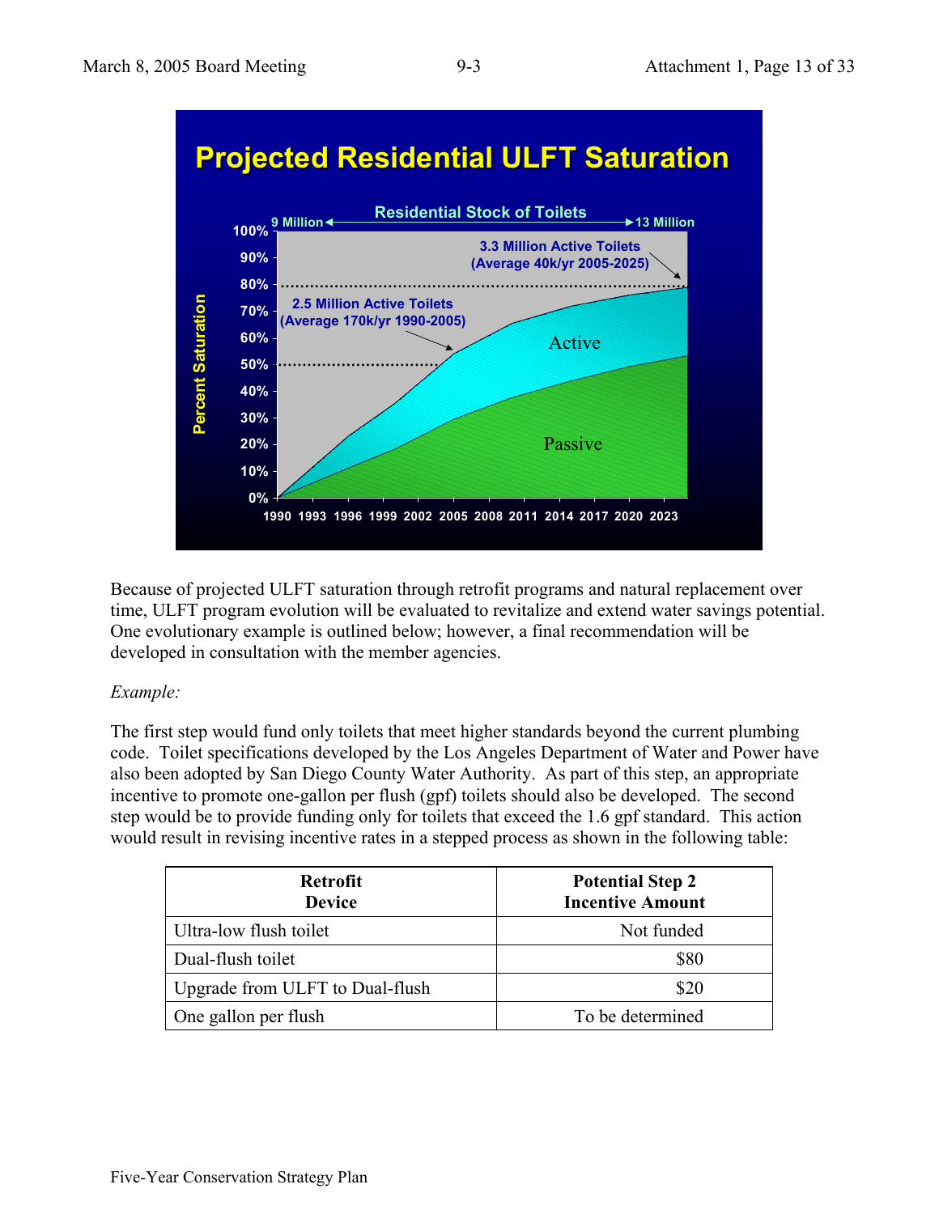## Projected Residential ULFT Saturation

Residential Stock of Toilets: 9 Million → 13 Million

- 2.5 Million Active Toilets (Average 170k/yr 1990-2005)
- 3.3 Million Active Toilets (Average 40k/yr 2005-2025)

Percent Saturation (0%–100%), 1990–2023: Active, Passive

Because of projected ULFT saturation through retrofit programs and natural replacement over time, ULFT program evolution will be evaluated to revitalize and extend water savings potential. One evolutionary example is outlined below; however, a final recommendation will be developed in consultation with the member agencies.

*Example:*

The first step would fund only toilets that meet higher standards beyond the current plumbing code. Toilet specifications developed by the Los Angeles Department of Water and Power have also been adopted by San Diego County Water Authority. As part of this step, an appropriate incentive to promote one-gallon per flush (gpf) toilets should also be developed. The second step would be to provide funding only for toilets that exceed the 1.6 gpf standard. This action would result in revising incentive rates in a stepped process as shown in the following table:

| Retrofit Device | Potential Step 2 Incentive Amount |
|---|---|
| Ultra-low flush toilet | Not funded |
| Dual-flush toilet | $80 |
| Upgrade from ULFT to Dual-flush | $20 |
| One gallon per flush | To be determined |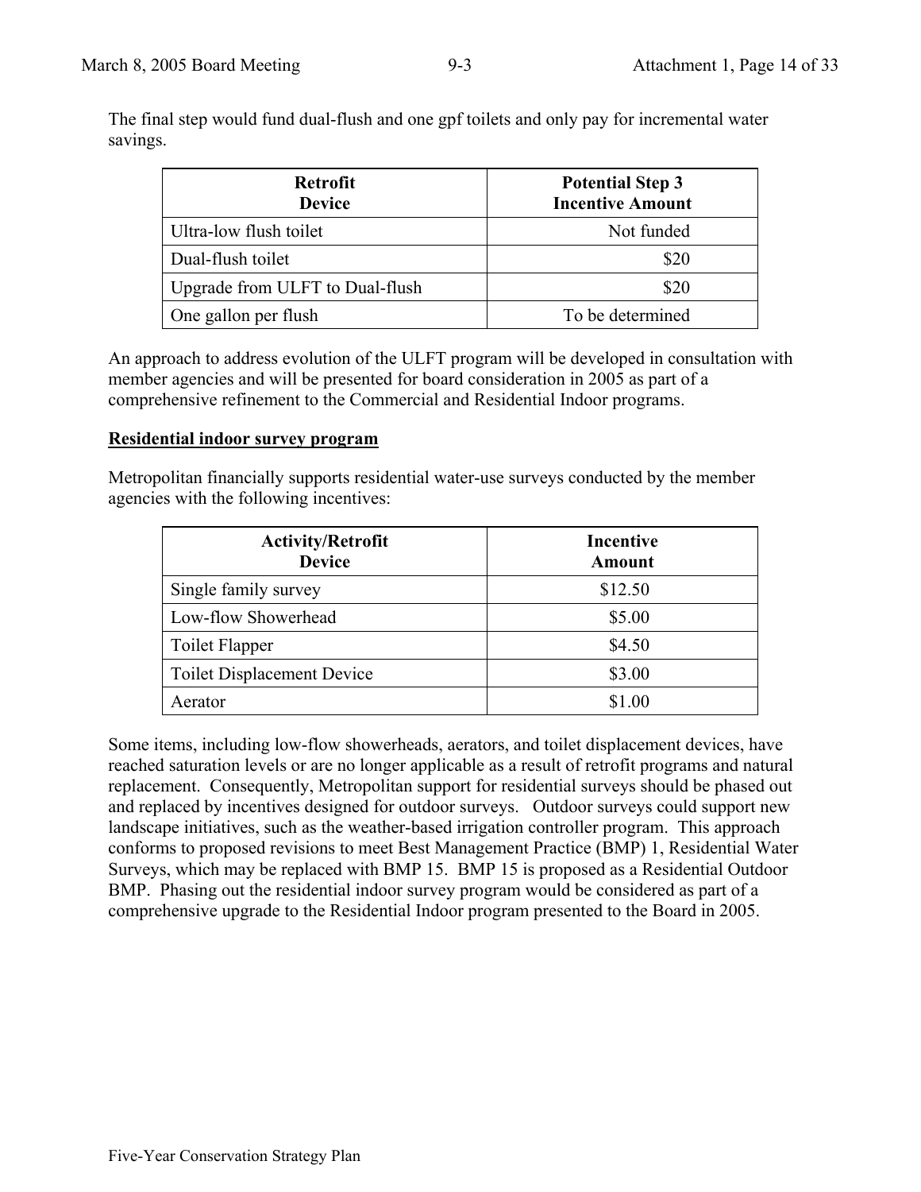The final step would fund dual-flush and one gpf toilets and only pay for incremental water savings.

| Retrofit Device | Potential Step 3 Incentive Amount |
|---|---|
| Ultra-low flush toilet | Not funded |
| Dual-flush toilet | $20 |
| Upgrade from ULFT to Dual-flush | $20 |
| One gallon per flush | To be determined |

An approach to address evolution of the ULFT program will be developed in consultation with member agencies and will be presented for board consideration in 2005 as part of a comprehensive refinement to the Commercial and Residential Indoor programs.

**Residential indoor survey program**

Metropolitan financially supports residential water-use surveys conducted by the member agencies with the following incentives:

| Activity/Retrofit Device | Incentive Amount |
|---|---|
| Single family survey | $12.50 |
| Low-flow Showerhead | $5.00 |
| Toilet Flapper | $4.50 |
| Toilet Displacement Device | $3.00 |
| Aerator | $1.00 |

Some items, including low-flow showerheads, aerators, and toilet displacement devices, have reached saturation levels or are no longer applicable as a result of retrofit programs and natural replacement. Consequently, Metropolitan support for residential surveys should be phased out and replaced by incentives designed for outdoor surveys. Outdoor surveys could support new landscape initiatives, such as the weather-based irrigation controller program. This approach conforms to proposed revisions to meet Best Management Practice (BMP) 1, Residential Water Surveys, which may be replaced with BMP 15. BMP 15 is proposed as a Residential Outdoor BMP. Phasing out the residential indoor survey program would be considered as part of a comprehensive upgrade to the Residential Indoor program presented to the Board in 2005.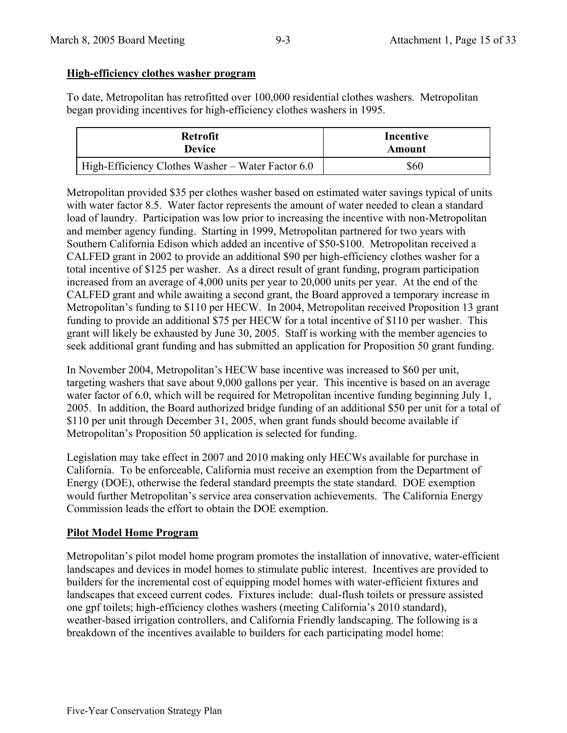**High-efficiency clothes washer program**

To date, Metropolitan has retrofitted over 100,000 residential clothes washers. Metropolitan began providing incentives for high-efficiency clothes washers in 1995.

| Retrofit Device | Incentive Amount |
| --- | --- |
| High-Efficiency Clothes Washer – Water Factor 6.0 | $60 |

Metropolitan provided $35 per clothes washer based on estimated water savings typical of units with water factor 8.5. Water factor represents the amount of water needed to clean a standard load of laundry. Participation was low prior to increasing the incentive with non-Metropolitan and member agency funding. Starting in 1999, Metropolitan partnered for two years with Southern California Edison which added an incentive of $50-$100. Metropolitan received a CALFED grant in 2002 to provide an additional $90 per high-efficiency clothes washer for a total incentive of $125 per washer. As a direct result of grant funding, program participation increased from an average of 4,000 units per year to 20,000 units per year. At the end of the CALFED grant and while awaiting a second grant, the Board approved a temporary increase in Metropolitan's funding to $110 per HECW. In 2004, Metropolitan received Proposition 13 grant funding to provide an additional $75 per HECW for a total incentive of $110 per washer. This grant will likely be exhausted by June 30, 2005. Staff is working with the member agencies to seek additional grant funding and has submitted an application for Proposition 50 grant funding.

In November 2004, Metropolitan's HECW base incentive was increased to $60 per unit, targeting washers that save about 9,000 gallons per year. This incentive is based on an average water factor of 6.0, which will be required for Metropolitan incentive funding beginning July 1, 2005. In addition, the Board authorized bridge funding of an additional $50 per unit for a total of $110 per unit through December 31, 2005, when grant funds should become available if Metropolitan's Proposition 50 application is selected for funding.

Legislation may take effect in 2007 and 2010 making only HECWs available for purchase in California. To be enforceable, California must receive an exemption from the Department of Energy (DOE), otherwise the federal standard preempts the state standard. DOE exemption would further Metropolitan's service area conservation achievements. The California Energy Commission leads the effort to obtain the DOE exemption.

**Pilot Model Home Program**

Metropolitan's pilot model home program promotes the installation of innovative, water-efficient landscapes and devices in model homes to stimulate public interest. Incentives are provided to builders for the incremental cost of equipping model homes with water-efficient fixtures and landscapes that exceed current codes. Fixtures include: dual-flush toilets or pressure assisted one gpf toilets; high-efficiency clothes washers (meeting California's 2010 standard), weather-based irrigation controllers, and California Friendly landscaping. The following is a breakdown of the incentives available to builders for each participating model home: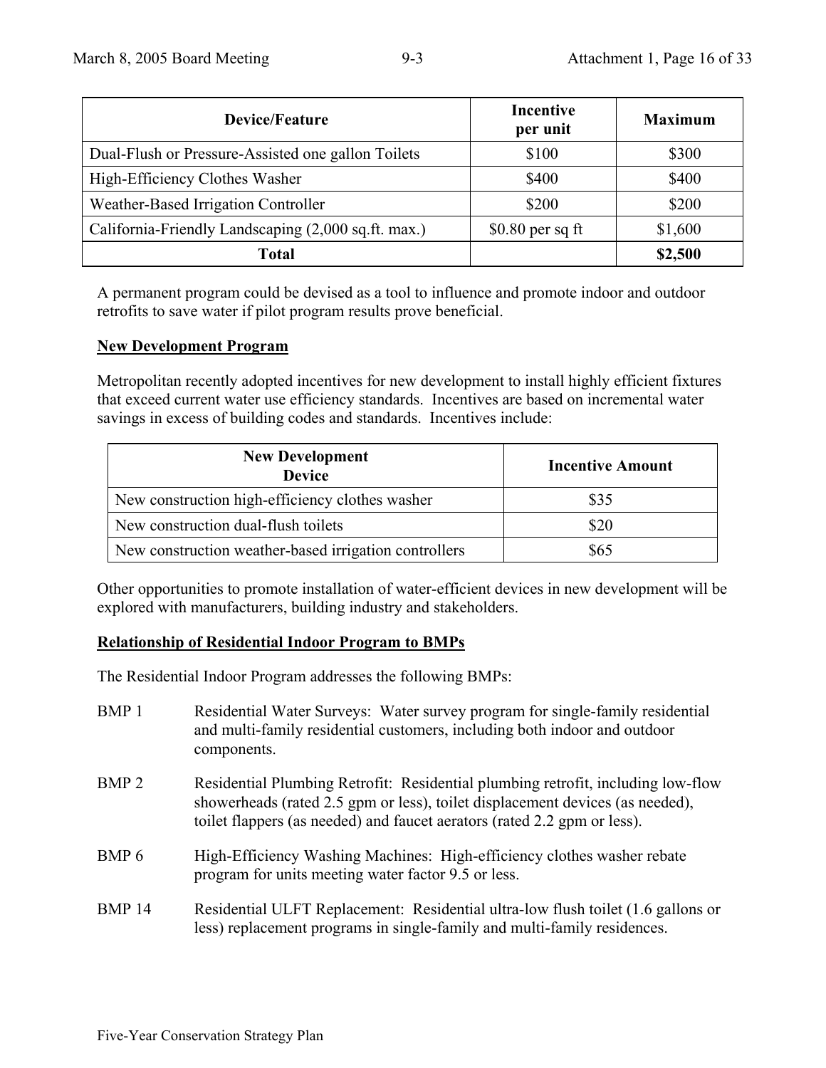| Device/Feature | Incentive per unit | Maximum |
|---|---|---|
| Dual-Flush or Pressure-Assisted one gallon Toilets | \$100 | \$300 |
| High-Efficiency Clothes Washer | \$400 | \$400 |
| Weather-Based Irrigation Controller | \$200 | \$200 |
| California-Friendly Landscaping (2,000 sq.ft. max.) | \$0.80 per sq ft | \$1,600 |
| **Total** | | **\$2,500** |

A permanent program could be devised as a tool to influence and promote indoor and outdoor retrofits to save water if pilot program results prove beneficial.

**New Development Program**

Metropolitan recently adopted incentives for new development to install highly efficient fixtures that exceed current water use efficiency standards. Incentives are based on incremental water savings in excess of building codes and standards. Incentives include:

| New Development Device | Incentive Amount |
|---|---|
| New construction high-efficiency clothes washer | \$35 |
| New construction dual-flush toilets | \$20 |
| New construction weather-based irrigation controllers | \$65 |

Other opportunities to promote installation of water-efficient devices in new development will be explored with manufacturers, building industry and stakeholders.

**Relationship of Residential Indoor Program to BMPs**

The Residential Indoor Program addresses the following BMPs:

BMP 1 Residential Water Surveys: Water survey program for single-family residential and multi-family residential customers, including both indoor and outdoor components.

BMP 2 Residential Plumbing Retrofit: Residential plumbing retrofit, including low-flow showerheads (rated 2.5 gpm or less), toilet displacement devices (as needed), toilet flappers (as needed) and faucet aerators (rated 2.2 gpm or less).

BMP 6 High-Efficiency Washing Machines: High-efficiency clothes washer rebate program for units meeting water factor 9.5 or less.

BMP 14 Residential ULFT Replacement: Residential ultra-low flush toilet (1.6 gallons or less) replacement programs in single-family and multi-family residences.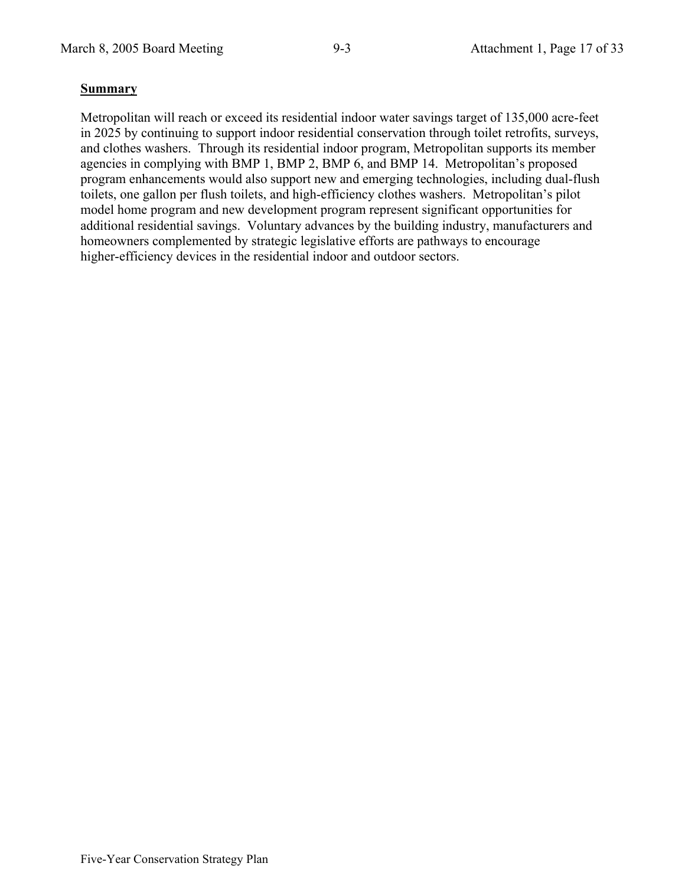**Summary**

Metropolitan will reach or exceed its residential indoor water savings target of 135,000 acre-feet in 2025 by continuing to support indoor residential conservation through toilet retrofits, surveys, and clothes washers. Through its residential indoor program, Metropolitan supports its member agencies in complying with BMP 1, BMP 2, BMP 6, and BMP 14. Metropolitan's proposed program enhancements would also support new and emerging technologies, including dual-flush toilets, one gallon per flush toilets, and high-efficiency clothes washers. Metropolitan's pilot model home program and new development program represent significant opportunities for additional residential savings. Voluntary advances by the building industry, manufacturers and homeowners complemented by strategic legislative efforts are pathways to encourage higher-efficiency devices in the residential indoor and outdoor sectors.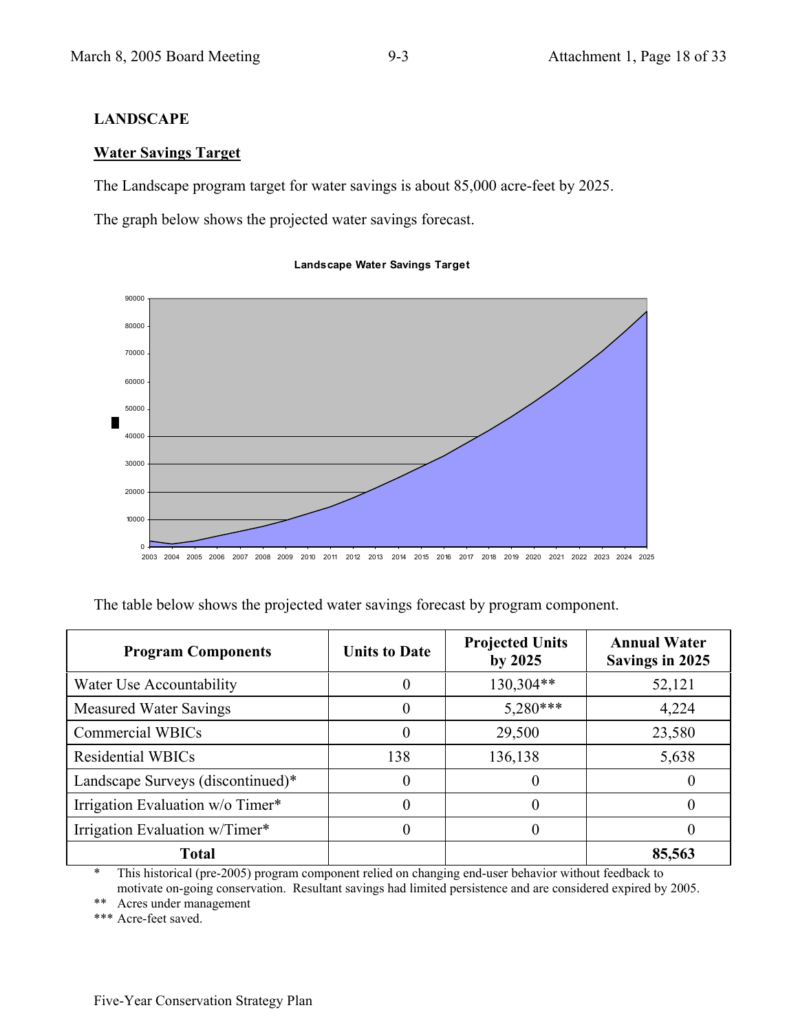## LANDSCAPE

### Water Savings Target

The Landscape program target for water savings is about 85,000 acre-feet by 2025.

The graph below shows the projected water savings forecast.

The table below shows the projected water savings forecast by program component.

| Program Components | Units to Date | Projected Units by 2025 | Annual Water Savings in 2025 |
|---|---|---|---|
| Water Use Accountability | 0 | 130,304** | 52,121 |
| Measured Water Savings | 0 | 5,280*** | 4,224 |
| Commercial WBICs | 0 | 29,500 | 23,580 |
| Residential WBICs | 138 | 136,138 | 5,638 |
| Landscape Surveys (discontinued)* | 0 | 0 | 0 |
| Irrigation Evaluation w/o Timer* | 0 | 0 | 0 |
| Irrigation Evaluation w/Timer* | 0 | 0 | 0 |
| **Total** | | | **85,563** |

\* This historical (pre-2005) program component relied on changing end-user behavior without feedback to motivate on-going conservation. Resultant savings had limited persistence and are considered expired by 2005.

** Acres under management

*** Acre-feet saved.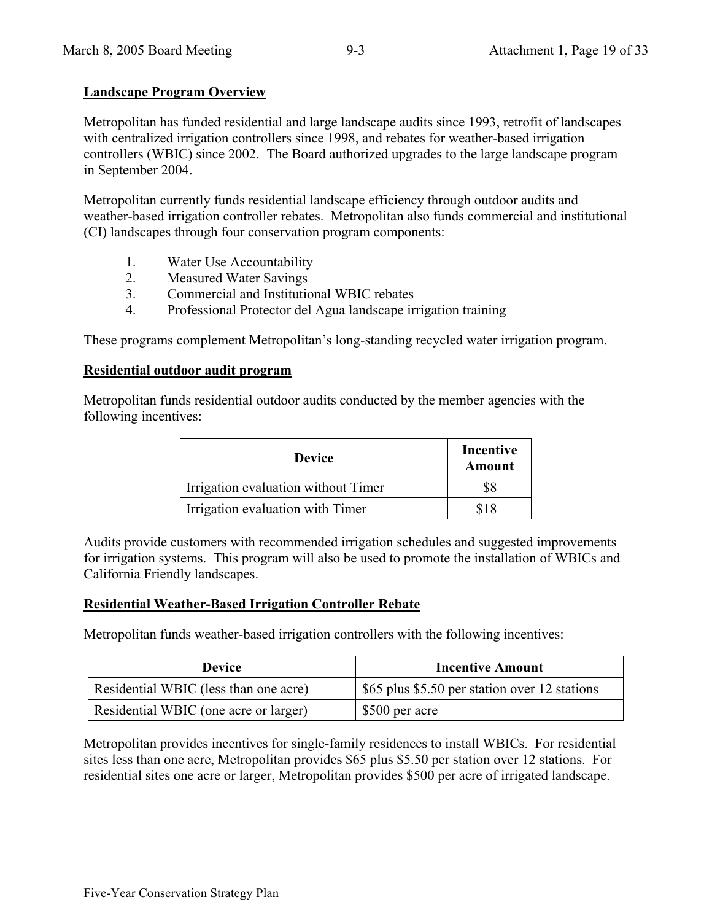**Landscape Program Overview**

Metropolitan has funded residential and large landscape audits since 1993, retrofit of landscapes with centralized irrigation controllers since 1998, and rebates for weather-based irrigation controllers (WBIC) since 2002. The Board authorized upgrades to the large landscape program in September 2004.

Metropolitan currently funds residential landscape efficiency through outdoor audits and weather-based irrigation controller rebates. Metropolitan also funds commercial and institutional (CI) landscapes through four conservation program components:

1. Water Use Accountability
2. Measured Water Savings
3. Commercial and Institutional WBIC rebates
4. Professional Protector del Agua landscape irrigation training

These programs complement Metropolitan's long-standing recycled water irrigation program.

**Residential outdoor audit program**

Metropolitan funds residential outdoor audits conducted by the member agencies with the following incentives:

| Device | Incentive Amount |
|---|---|
| Irrigation evaluation without Timer | $8 |
| Irrigation evaluation with Timer | $18 |

Audits provide customers with recommended irrigation schedules and suggested improvements for irrigation systems. This program will also be used to promote the installation of WBICs and California Friendly landscapes.

**Residential Weather-Based Irrigation Controller Rebate**

Metropolitan funds weather-based irrigation controllers with the following incentives:

| Device | Incentive Amount |
|---|---|
| Residential WBIC (less than one acre) | $65 plus $5.50 per station over 12 stations |
| Residential WBIC (one acre or larger) | $500 per acre |

Metropolitan provides incentives for single-family residences to install WBICs. For residential sites less than one acre, Metropolitan provides $65 plus $5.50 per station over 12 stations. For residential sites one acre or larger, Metropolitan provides $500 per acre of irrigated landscape.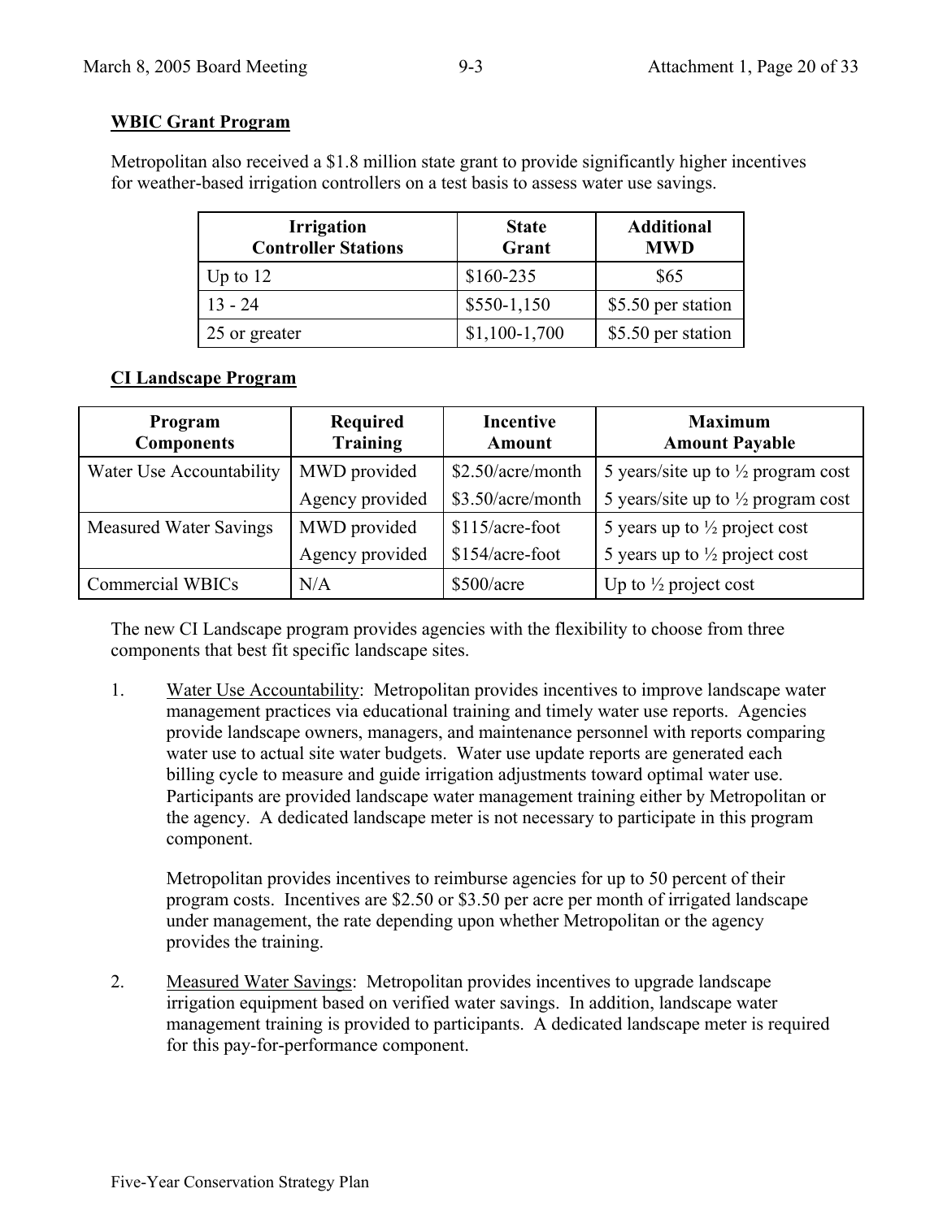**WBIC Grant Program**

Metropolitan also received a $1.8 million state grant to provide significantly higher incentives for weather-based irrigation controllers on a test basis to assess water use savings.

| Irrigation Controller Stations | State Grant | Additional MWD |
|---|---|---|
| Up to 12 | $160-235 | $65 |
| 13 - 24 | $550-1,150 | $5.50 per station |
| 25 or greater | $1,100-1,700 | $5.50 per station |

**CI Landscape Program**

| Program Components | Required Training | Incentive Amount | Maximum Amount Payable |
|---|---|---|---|
| Water Use Accountability | MWD provided | $2.50/acre/month | 5 years/site up to ½ program cost |
| | Agency provided | $3.50/acre/month | 5 years/site up to ½ program cost |
| Measured Water Savings | MWD provided | $115/acre-foot | 5 years up to ½ project cost |
| | Agency provided | $154/acre-foot | 5 years up to ½ project cost |
| Commercial WBICs | N/A | $500/acre | Up to ½ project cost |

The new CI Landscape program provides agencies with the flexibility to choose from three components that best fit specific landscape sites.

1. Water Use Accountability: Metropolitan provides incentives to improve landscape water management practices via educational training and timely water use reports. Agencies provide landscape owners, managers, and maintenance personnel with reports comparing water use to actual site water budgets. Water use update reports are generated each billing cycle to measure and guide irrigation adjustments toward optimal water use. Participants are provided landscape water management training either by Metropolitan or the agency. A dedicated landscape meter is not necessary to participate in this program component.

   Metropolitan provides incentives to reimburse agencies for up to 50 percent of their program costs. Incentives are $2.50 or $3.50 per acre per month of irrigated landscape under management, the rate depending upon whether Metropolitan or the agency provides the training.

2. Measured Water Savings: Metropolitan provides incentives to upgrade landscape irrigation equipment based on verified water savings. In addition, landscape water management training is provided to participants. A dedicated landscape meter is required for this pay-for-performance component.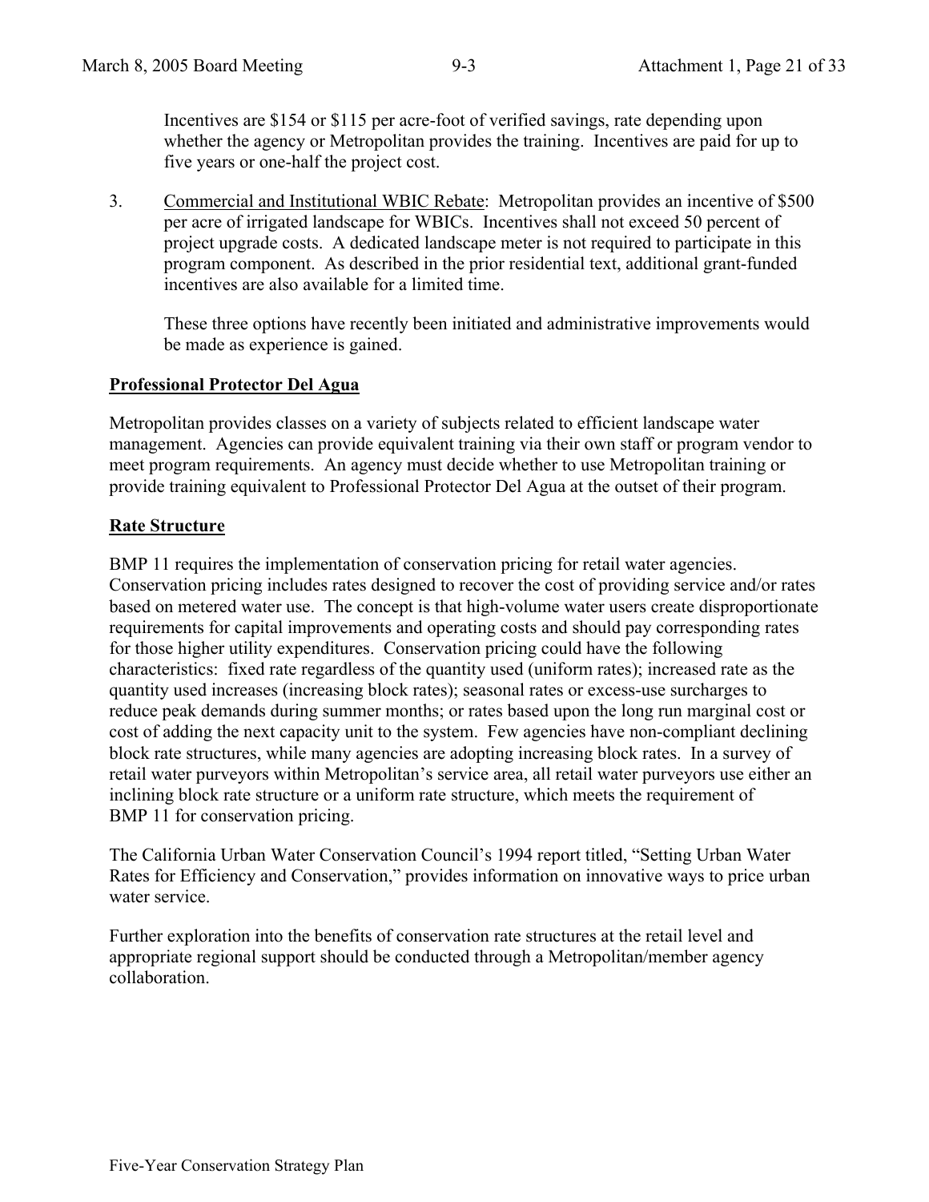Incentives are $154 or $115 per acre-foot of verified savings, rate depending upon whether the agency or Metropolitan provides the training. Incentives are paid for up to five years or one-half the project cost.

3. Commercial and Institutional WBIC Rebate: Metropolitan provides an incentive of $500 per acre of irrigated landscape for WBICs. Incentives shall not exceed 50 percent of project upgrade costs. A dedicated landscape meter is not required to participate in this program component. As described in the prior residential text, additional grant-funded incentives are also available for a limited time.

   These three options have recently been initiated and administrative improvements would be made as experience is gained.

**Professional Protector Del Agua**

Metropolitan provides classes on a variety of subjects related to efficient landscape water management. Agencies can provide equivalent training via their own staff or program vendor to meet program requirements. An agency must decide whether to use Metropolitan training or provide training equivalent to Professional Protector Del Agua at the outset of their program.

**Rate Structure**

BMP 11 requires the implementation of conservation pricing for retail water agencies. Conservation pricing includes rates designed to recover the cost of providing service and/or rates based on metered water use. The concept is that high-volume water users create disproportionate requirements for capital improvements and operating costs and should pay corresponding rates for those higher utility expenditures. Conservation pricing could have the following characteristics: fixed rate regardless of the quantity used (uniform rates); increased rate as the quantity used increases (increasing block rates); seasonal rates or excess-use surcharges to reduce peak demands during summer months; or rates based upon the long run marginal cost or cost of adding the next capacity unit to the system. Few agencies have non-compliant declining block rate structures, while many agencies are adopting increasing block rates. In a survey of retail water purveyors within Metropolitan's service area, all retail water purveyors use either an inclining block rate structure or a uniform rate structure, which meets the requirement of BMP 11 for conservation pricing.

The California Urban Water Conservation Council's 1994 report titled, "Setting Urban Water Rates for Efficiency and Conservation," provides information on innovative ways to price urban water service.

Further exploration into the benefits of conservation rate structures at the retail level and appropriate regional support should be conducted through a Metropolitan/member agency collaboration.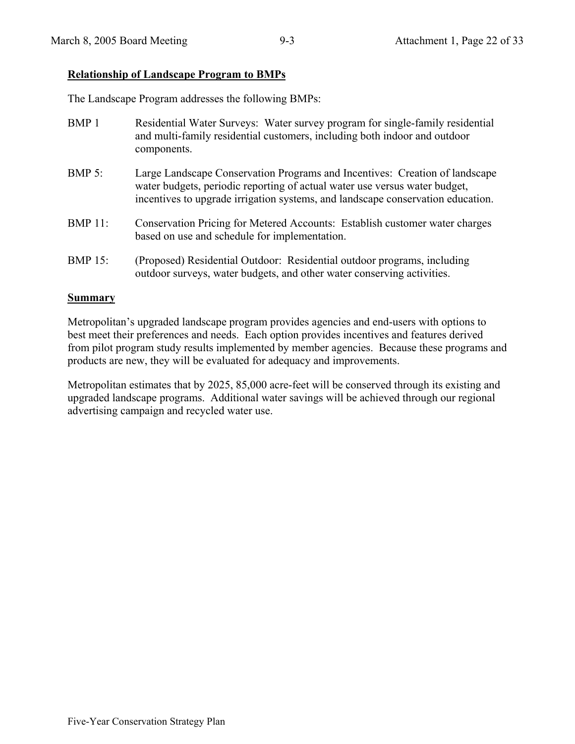**Relationship of Landscape Program to BMPs**

The Landscape Program addresses the following BMPs:

BMP 1 Residential Water Surveys: Water survey program for single-family residential and multi-family residential customers, including both indoor and outdoor components.

BMP 5: Large Landscape Conservation Programs and Incentives: Creation of landscape water budgets, periodic reporting of actual water use versus water budget, incentives to upgrade irrigation systems, and landscape conservation education.

BMP 11: Conservation Pricing for Metered Accounts: Establish customer water charges based on use and schedule for implementation.

BMP 15: (Proposed) Residential Outdoor: Residential outdoor programs, including outdoor surveys, water budgets, and other water conserving activities.

**Summary**

Metropolitan's upgraded landscape program provides agencies and end-users with options to best meet their preferences and needs. Each option provides incentives and features derived from pilot program study results implemented by member agencies. Because these programs and products are new, they will be evaluated for adequacy and improvements.

Metropolitan estimates that by 2025, 85,000 acre-feet will be conserved through its existing and upgraded landscape programs. Additional water savings will be achieved through our regional advertising campaign and recycled water use.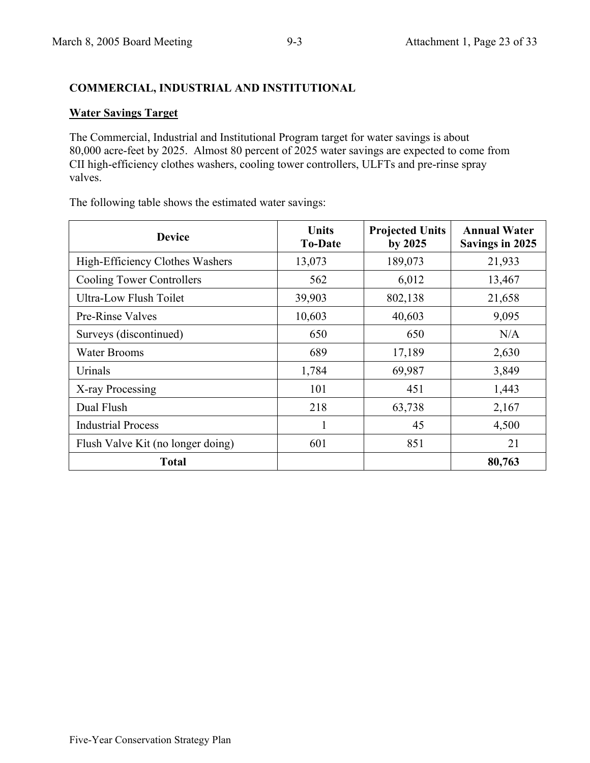## COMMERCIAL, INDUSTRIAL AND INSTITUTIONAL

### Water Savings Target

The Commercial, Industrial and Institutional Program target for water savings is about 80,000 acre-feet by 2025. Almost 80 percent of 2025 water savings are expected to come from CII high-efficiency clothes washers, cooling tower controllers, ULFTs and pre-rinse spray valves.

The following table shows the estimated water savings:

| Device | Units To-Date | Projected Units by 2025 | Annual Water Savings in 2025 |
|---|---|---|---|
| High-Efficiency Clothes Washers | 13,073 | 189,073 | 21,933 |
| Cooling Tower Controllers | 562 | 6,012 | 13,467 |
| Ultra-Low Flush Toilet | 39,903 | 802,138 | 21,658 |
| Pre-Rinse Valves | 10,603 | 40,603 | 9,095 |
| Surveys (discontinued) | 650 | 650 | N/A |
| Water Brooms | 689 | 17,189 | 2,630 |
| Urinals | 1,784 | 69,987 | 3,849 |
| X-ray Processing | 101 | 451 | 1,443 |
| Dual Flush | 218 | 63,738 | 2,167 |
| Industrial Process | 1 | 45 | 4,500 |
| Flush Valve Kit (no longer doing) | 601 | 851 | 21 |
| **Total** | | | **80,763** |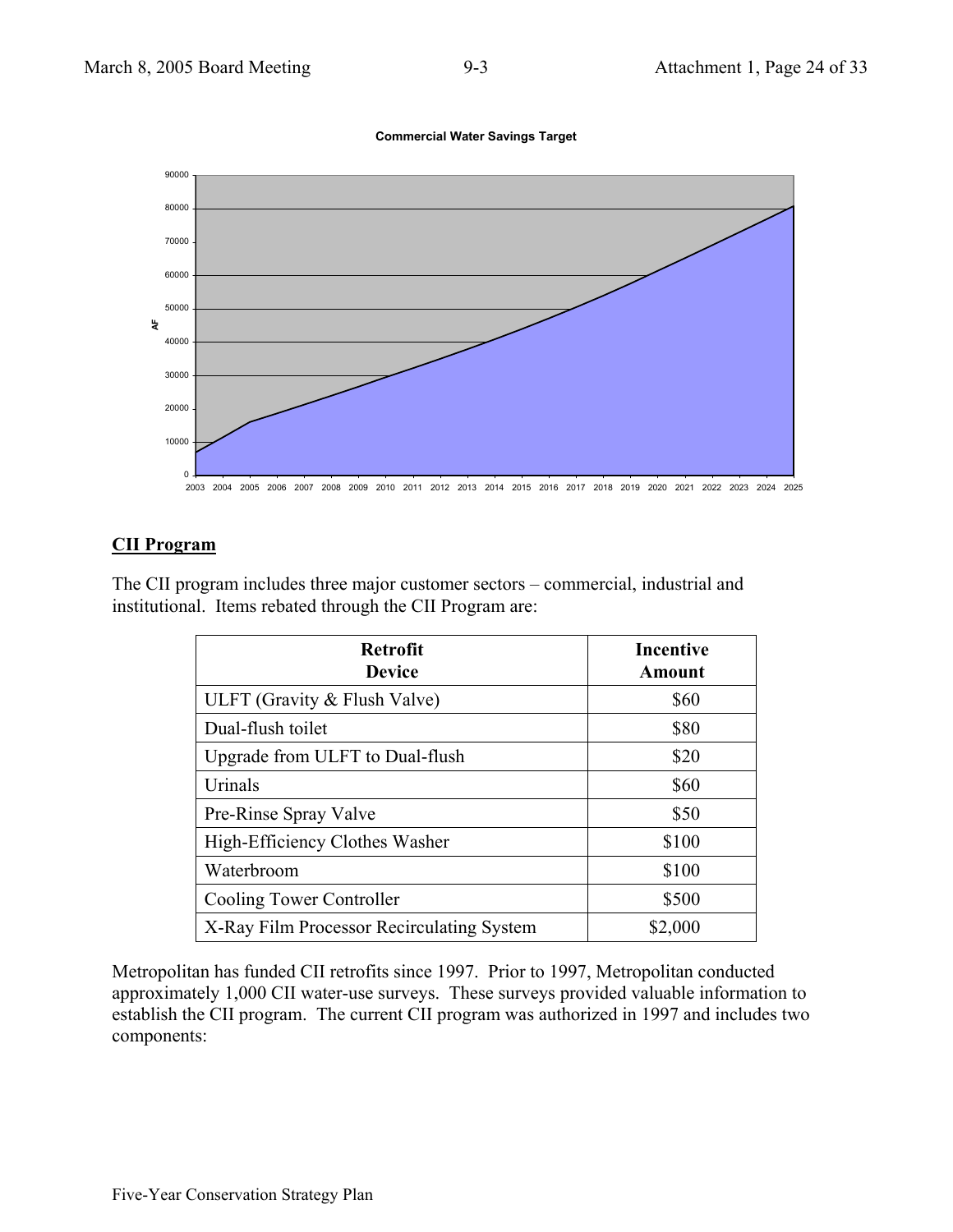Commercial Water Savings Target

## CII Program

The CII program includes three major customer sectors – commercial, industrial and institutional. Items rebated through the CII Program are:

| Retrofit Device | Incentive Amount |
|---|---|
| ULFT (Gravity & Flush Valve) | $60 |
| Dual-flush toilet | $80 |
| Upgrade from ULFT to Dual-flush | $20 |
| Urinals | $60 |
| Pre-Rinse Spray Valve | $50 |
| High-Efficiency Clothes Washer | $100 |
| Waterbroom | $100 |
| Cooling Tower Controller | $500 |
| X-Ray Film Processor Recirculating System | $2,000 |

Metropolitan has funded CII retrofits since 1997. Prior to 1997, Metropolitan conducted approximately 1,000 CII water-use surveys. These surveys provided valuable information to establish the CII program. The current CII program was authorized in 1997 and includes two components: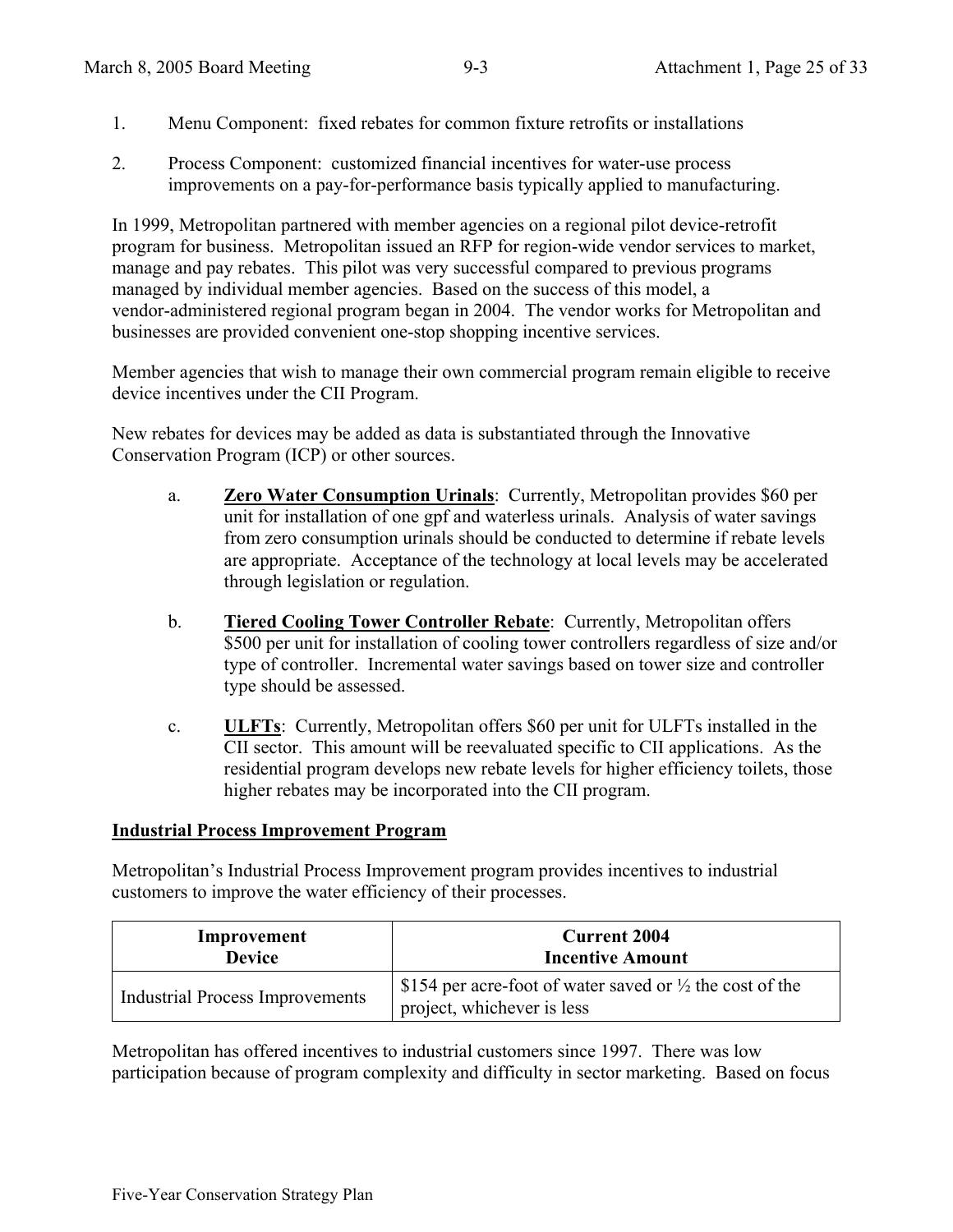1. Menu Component: fixed rebates for common fixture retrofits or installations

2. Process Component: customized financial incentives for water-use process improvements on a pay-for-performance basis typically applied to manufacturing.

In 1999, Metropolitan partnered with member agencies on a regional pilot device-retrofit program for business. Metropolitan issued an RFP for region-wide vendor services to market, manage and pay rebates. This pilot was very successful compared to previous programs managed by individual member agencies. Based on the success of this model, a vendor-administered regional program began in 2004. The vendor works for Metropolitan and businesses are provided convenient one-stop shopping incentive services.

Member agencies that wish to manage their own commercial program remain eligible to receive device incentives under the CII Program.

New rebates for devices may be added as data is substantiated through the Innovative Conservation Program (ICP) or other sources.

a. **Zero Water Consumption Urinals**: Currently, Metropolitan provides $60 per unit for installation of one gpf and waterless urinals. Analysis of water savings from zero consumption urinals should be conducted to determine if rebate levels are appropriate. Acceptance of the technology at local levels may be accelerated through legislation or regulation.

b. **Tiered Cooling Tower Controller Rebate**: Currently, Metropolitan offers $500 per unit for installation of cooling tower controllers regardless of size and/or type of controller. Incremental water savings based on tower size and controller type should be assessed.

c. **ULFTs**: Currently, Metropolitan offers $60 per unit for ULFTs installed in the CII sector. This amount will be reevaluated specific to CII applications. As the residential program develops new rebate levels for higher efficiency toilets, those higher rebates may be incorporated into the CII program.

**Industrial Process Improvement Program**

Metropolitan's Industrial Process Improvement program provides incentives to industrial customers to improve the water efficiency of their processes.

| Improvement Device | Current 2004 Incentive Amount |
|---|---|
| Industrial Process Improvements | $154 per acre-foot of water saved or ½ the cost of the project, whichever is less |

Metropolitan has offered incentives to industrial customers since 1997. There was low participation because of program complexity and difficulty in sector marketing. Based on focus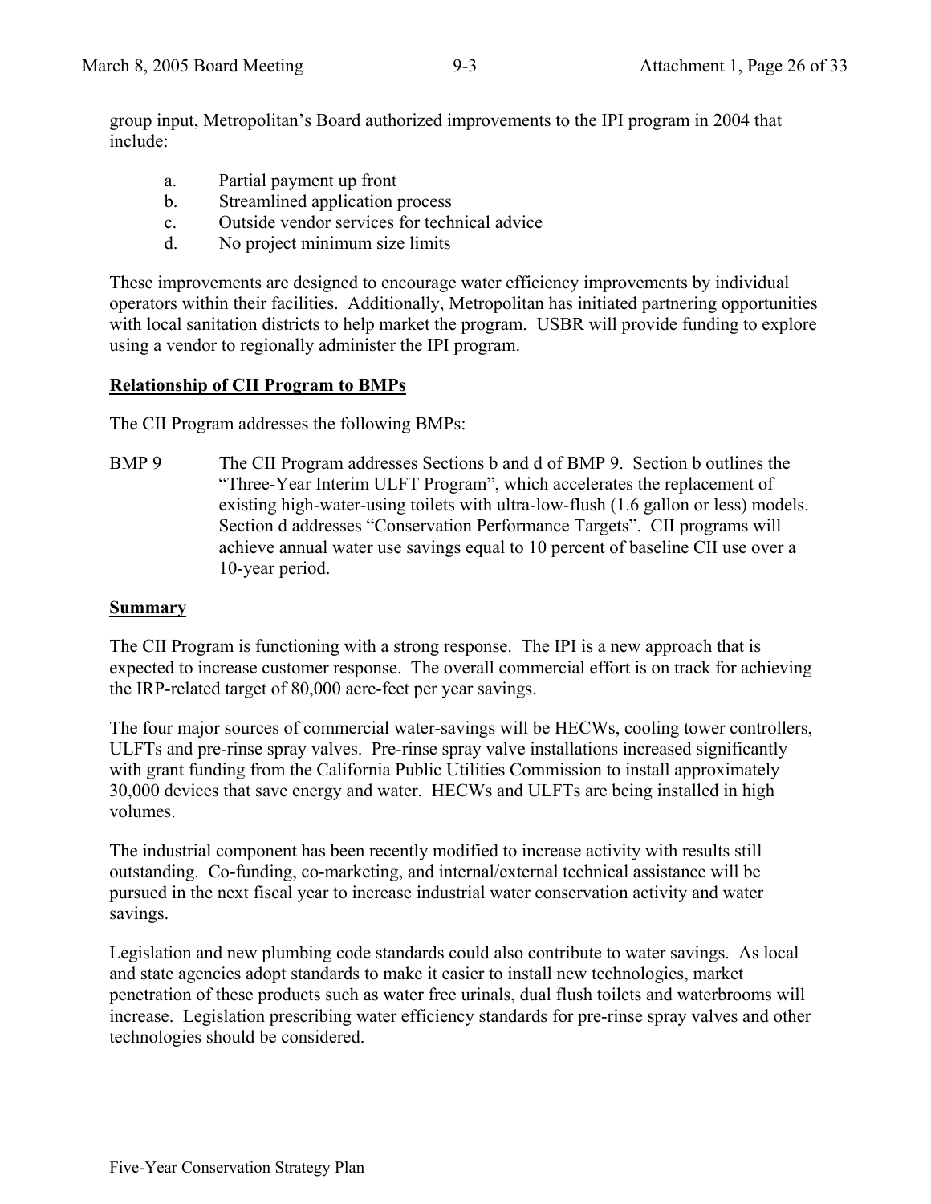group input, Metropolitan's Board authorized improvements to the IPI program in 2004 that include:

a. Partial payment up front
b. Streamlined application process
c. Outside vendor services for technical advice
d. No project minimum size limits

These improvements are designed to encourage water efficiency improvements by individual operators within their facilities. Additionally, Metropolitan has initiated partnering opportunities with local sanitation districts to help market the program. USBR will provide funding to explore using a vendor to regionally administer the IPI program.

**Relationship of CII Program to BMPs**

The CII Program addresses the following BMPs:

BMP 9 The CII Program addresses Sections b and d of BMP 9. Section b outlines the "Three-Year Interim ULFT Program", which accelerates the replacement of existing high-water-using toilets with ultra-low-flush (1.6 gallon or less) models. Section d addresses "Conservation Performance Targets". CII programs will achieve annual water use savings equal to 10 percent of baseline CII use over a 10-year period.

**Summary**

The CII Program is functioning with a strong response. The IPI is a new approach that is expected to increase customer response. The overall commercial effort is on track for achieving the IRP-related target of 80,000 acre-feet per year savings.

The four major sources of commercial water-savings will be HECWs, cooling tower controllers, ULFTs and pre-rinse spray valves. Pre-rinse spray valve installations increased significantly with grant funding from the California Public Utilities Commission to install approximately 30,000 devices that save energy and water. HECWs and ULFTs are being installed in high volumes.

The industrial component has been recently modified to increase activity with results still outstanding. Co-funding, co-marketing, and internal/external technical assistance will be pursued in the next fiscal year to increase industrial water conservation activity and water savings.

Legislation and new plumbing code standards could also contribute to water savings. As local and state agencies adopt standards to make it easier to install new technologies, market penetration of these products such as water free urinals, dual flush toilets and waterbrooms will increase. Legislation prescribing water efficiency standards for pre-rinse spray valves and other technologies should be considered.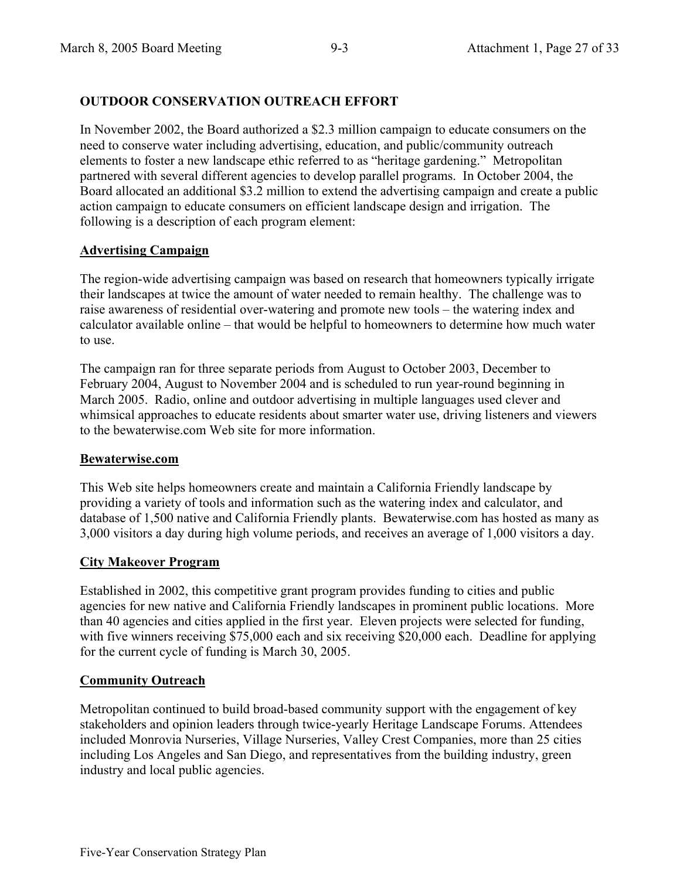## OUTDOOR CONSERVATION OUTREACH EFFORT

In November 2002, the Board authorized a $2.3 million campaign to educate consumers on the need to conserve water including advertising, education, and public/community outreach elements to foster a new landscape ethic referred to as "heritage gardening." Metropolitan partnered with several different agencies to develop parallel programs. In October 2004, the Board allocated an additional $3.2 million to extend the advertising campaign and create a public action campaign to educate consumers on efficient landscape design and irrigation. The following is a description of each program element:

### Advertising Campaign

The region-wide advertising campaign was based on research that homeowners typically irrigate their landscapes at twice the amount of water needed to remain healthy. The challenge was to raise awareness of residential over-watering and promote new tools – the watering index and calculator available online – that would be helpful to homeowners to determine how much water to use.

The campaign ran for three separate periods from August to October 2003, December to February 2004, August to November 2004 and is scheduled to run year-round beginning in March 2005. Radio, online and outdoor advertising in multiple languages used clever and whimsical approaches to educate residents about smarter water use, driving listeners and viewers to the bewaterwise.com Web site for more information.

### Bewaterwise.com

This Web site helps homeowners create and maintain a California Friendly landscape by providing a variety of tools and information such as the watering index and calculator, and database of 1,500 native and California Friendly plants. Bewaterwise.com has hosted as many as 3,000 visitors a day during high volume periods, and receives an average of 1,000 visitors a day.

### City Makeover Program

Established in 2002, this competitive grant program provides funding to cities and public agencies for new native and California Friendly landscapes in prominent public locations. More than 40 agencies and cities applied in the first year. Eleven projects were selected for funding, with five winners receiving $75,000 each and six receiving $20,000 each. Deadline for applying for the current cycle of funding is March 30, 2005.

### Community Outreach

Metropolitan continued to build broad-based community support with the engagement of key stakeholders and opinion leaders through twice-yearly Heritage Landscape Forums. Attendees included Monrovia Nurseries, Village Nurseries, Valley Crest Companies, more than 25 cities including Los Angeles and San Diego, and representatives from the building industry, green industry and local public agencies.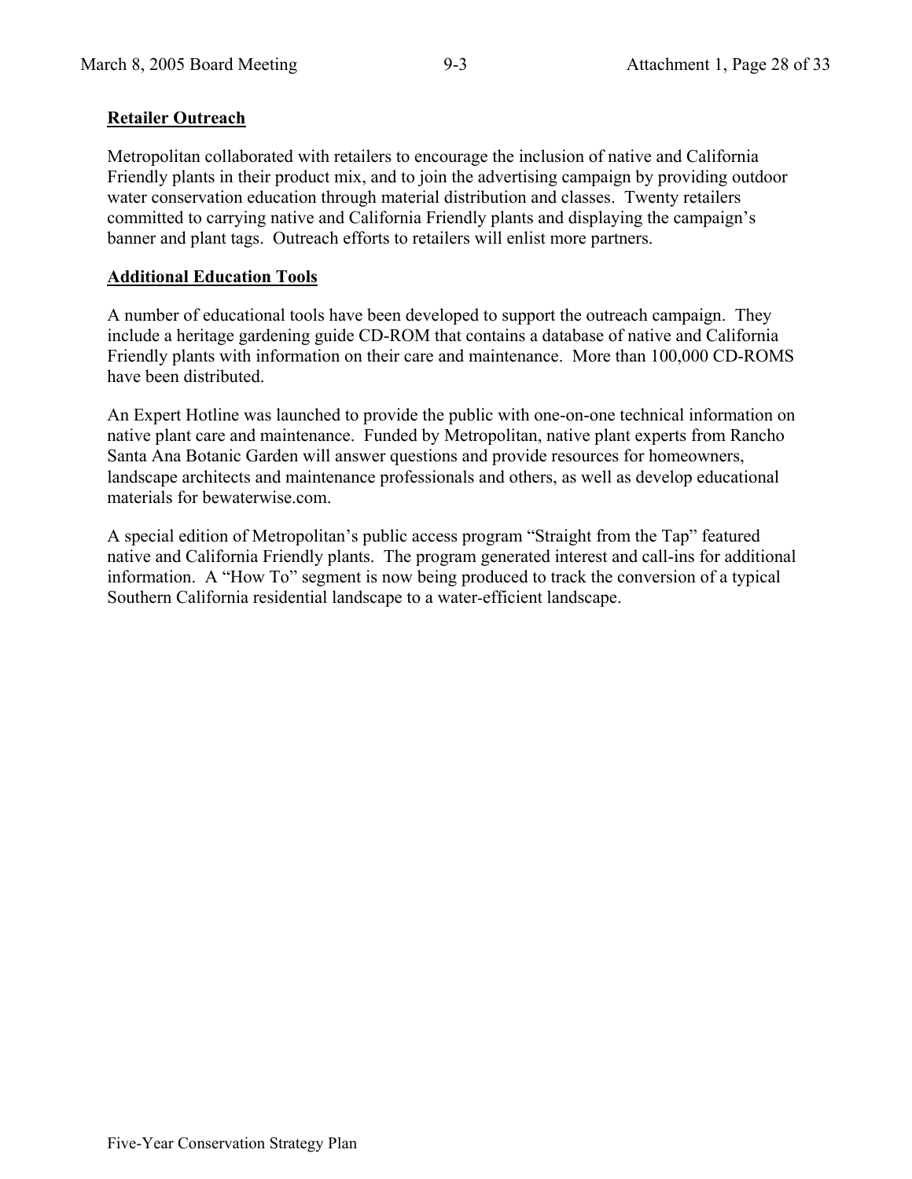## Retailer Outreach

Metropolitan collaborated with retailers to encourage the inclusion of native and California Friendly plants in their product mix, and to join the advertising campaign by providing outdoor water conservation education through material distribution and classes. Twenty retailers committed to carrying native and California Friendly plants and displaying the campaign's banner and plant tags. Outreach efforts to retailers will enlist more partners.

## Additional Education Tools

A number of educational tools have been developed to support the outreach campaign. They include a heritage gardening guide CD-ROM that contains a database of native and California Friendly plants with information on their care and maintenance. More than 100,000 CD-ROMS have been distributed.

An Expert Hotline was launched to provide the public with one-on-one technical information on native plant care and maintenance. Funded by Metropolitan, native plant experts from Rancho Santa Ana Botanic Garden will answer questions and provide resources for homeowners, landscape architects and maintenance professionals and others, as well as develop educational materials for bewaterwise.com.

A special edition of Metropolitan's public access program "Straight from the Tap" featured native and California Friendly plants. The program generated interest and call-ins for additional information. A "How To" segment is now being produced to track the conversion of a typical Southern California residential landscape to a water-efficient landscape.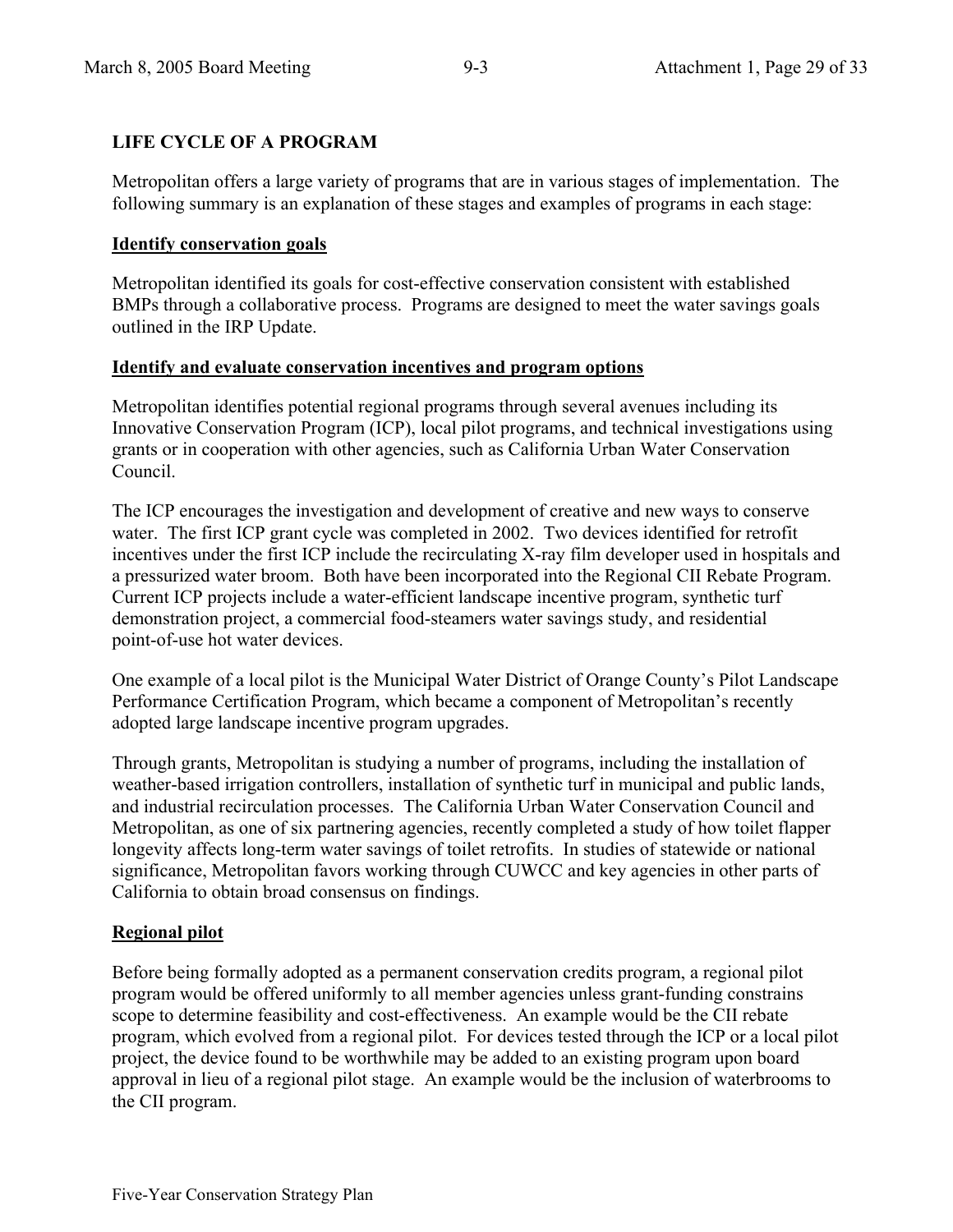**LIFE CYCLE OF A PROGRAM**

Metropolitan offers a large variety of programs that are in various stages of implementation. The following summary is an explanation of these stages and examples of programs in each stage:

**Identify conservation goals**

Metropolitan identified its goals for cost-effective conservation consistent with established BMPs through a collaborative process. Programs are designed to meet the water savings goals outlined in the IRP Update.

**Identify and evaluate conservation incentives and program options**

Metropolitan identifies potential regional programs through several avenues including its Innovative Conservation Program (ICP), local pilot programs, and technical investigations using grants or in cooperation with other agencies, such as California Urban Water Conservation Council.

The ICP encourages the investigation and development of creative and new ways to conserve water. The first ICP grant cycle was completed in 2002. Two devices identified for retrofit incentives under the first ICP include the recirculating X-ray film developer used in hospitals and a pressurized water broom. Both have been incorporated into the Regional CII Rebate Program. Current ICP projects include a water-efficient landscape incentive program, synthetic turf demonstration project, a commercial food-steamers water savings study, and residential point-of-use hot water devices.

One example of a local pilot is the Municipal Water District of Orange County's Pilot Landscape Performance Certification Program, which became a component of Metropolitan's recently adopted large landscape incentive program upgrades.

Through grants, Metropolitan is studying a number of programs, including the installation of weather-based irrigation controllers, installation of synthetic turf in municipal and public lands, and industrial recirculation processes. The California Urban Water Conservation Council and Metropolitan, as one of six partnering agencies, recently completed a study of how toilet flapper longevity affects long-term water savings of toilet retrofits. In studies of statewide or national significance, Metropolitan favors working through CUWCC and key agencies in other parts of California to obtain broad consensus on findings.

**Regional pilot**

Before being formally adopted as a permanent conservation credits program, a regional pilot program would be offered uniformly to all member agencies unless grant-funding constrains scope to determine feasibility and cost-effectiveness. An example would be the CII rebate program, which evolved from a regional pilot. For devices tested through the ICP or a local pilot project, the device found to be worthwhile may be added to an existing program upon board approval in lieu of a regional pilot stage. An example would be the inclusion of waterbrooms to the CII program.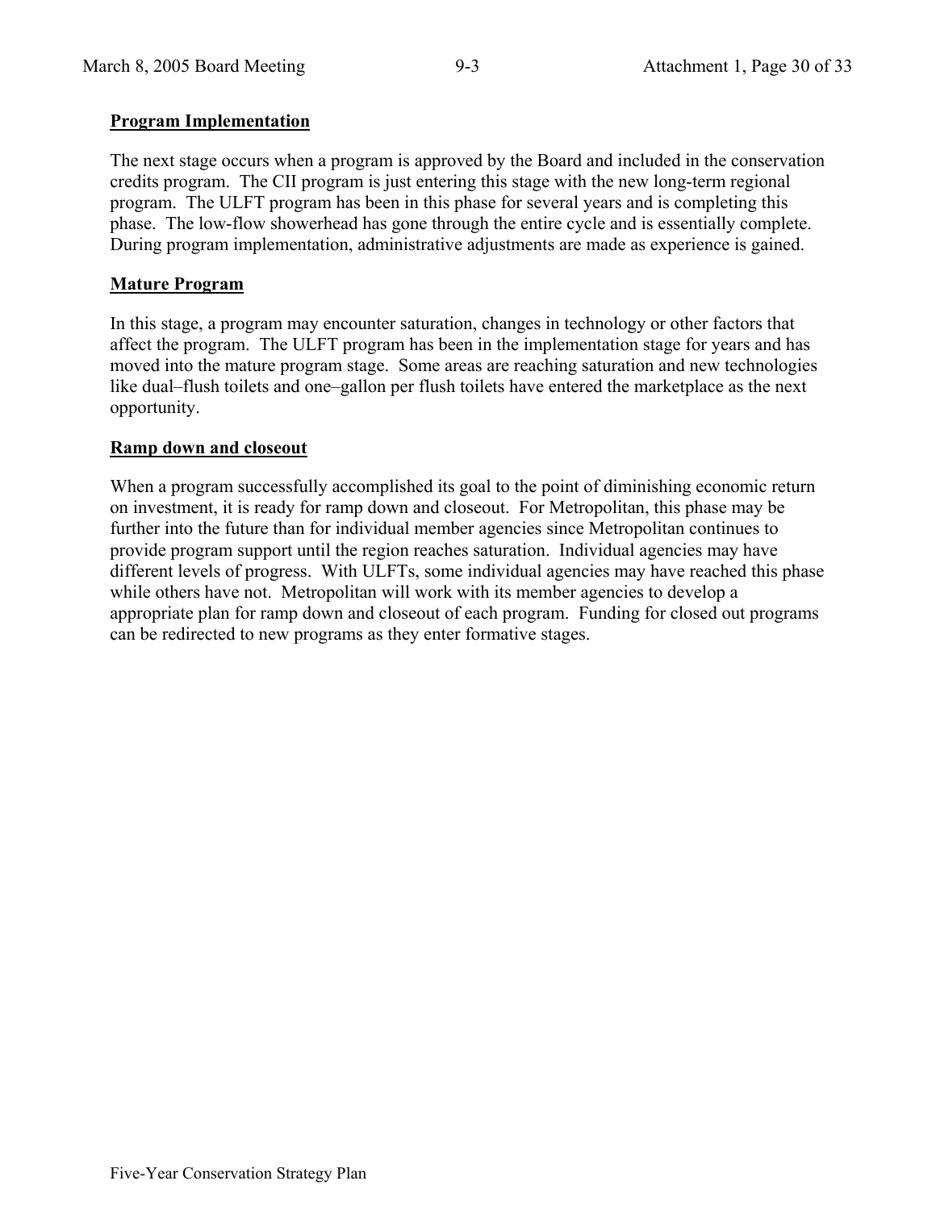**Program Implementation**

The next stage occurs when a program is approved by the Board and included in the conservation credits program. The CII program is just entering this stage with the new long-term regional program. The ULFT program has been in this phase for several years and is completing this phase. The low-flow showerhead has gone through the entire cycle and is essentially complete. During program implementation, administrative adjustments are made as experience is gained.

**Mature Program**

In this stage, a program may encounter saturation, changes in technology or other factors that affect the program. The ULFT program has been in the implementation stage for years and has moved into the mature program stage. Some areas are reaching saturation and new technologies like dual–flush toilets and one–gallon per flush toilets have entered the marketplace as the next opportunity.

**Ramp down and closeout**

When a program successfully accomplished its goal to the point of diminishing economic return on investment, it is ready for ramp down and closeout. For Metropolitan, this phase may be further into the future than for individual member agencies since Metropolitan continues to provide program support until the region reaches saturation. Individual agencies may have different levels of progress. With ULFTs, some individual agencies may have reached this phase while others have not. Metropolitan will work with its member agencies to develop a appropriate plan for ramp down and closeout of each program. Funding for closed out programs can be redirected to new programs as they enter formative stages.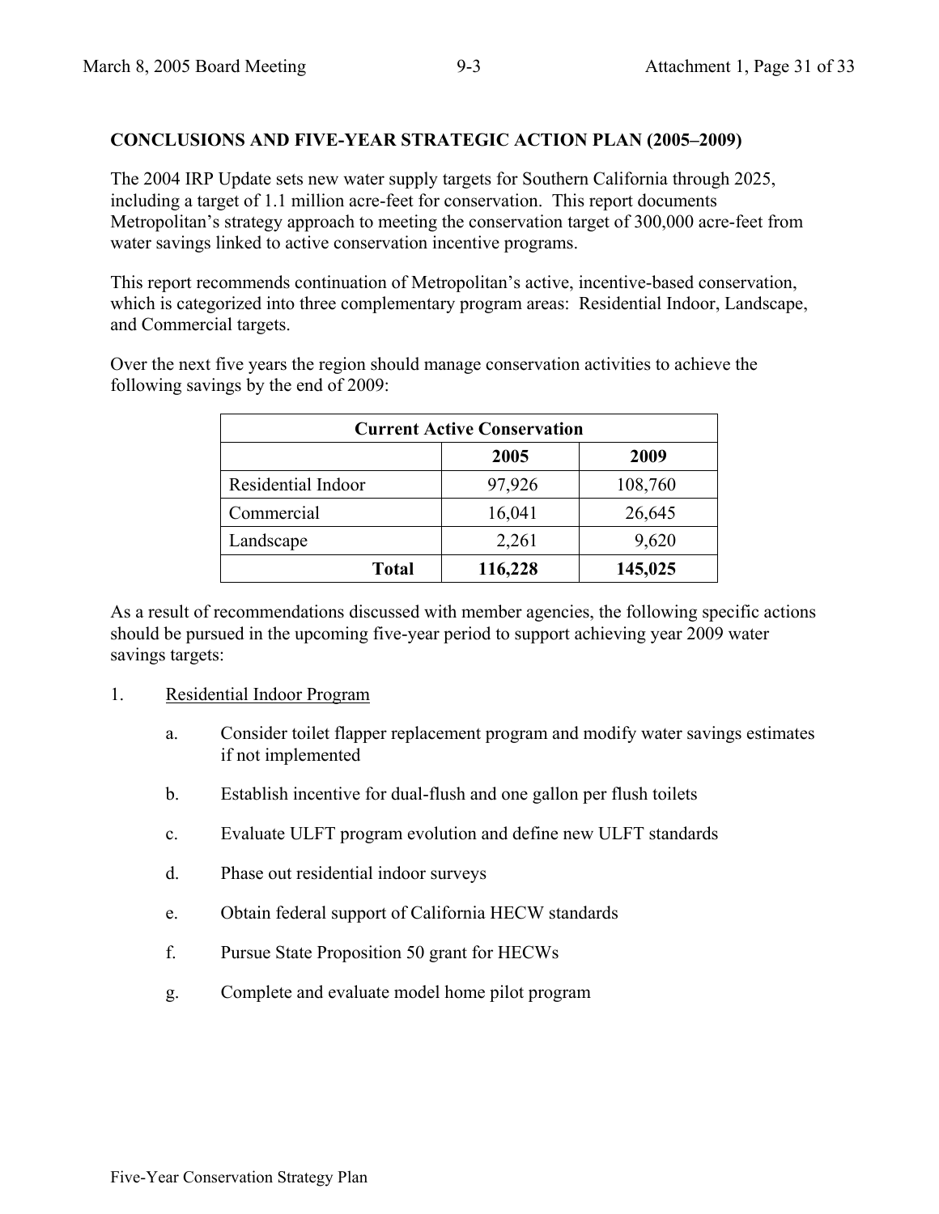## CONCLUSIONS AND FIVE-YEAR STRATEGIC ACTION PLAN (2005–2009)

The 2004 IRP Update sets new water supply targets for Southern California through 2025, including a target of 1.1 million acre-feet for conservation. This report documents Metropolitan's strategy approach to meeting the conservation target of 300,000 acre-feet from water savings linked to active conservation incentive programs.

This report recommends continuation of Metropolitan's active, incentive-based conservation, which is categorized into three complementary program areas: Residential Indoor, Landscape, and Commercial targets.

Over the next five years the region should manage conservation activities to achieve the following savings by the end of 2009:

| Current Active Conservation | | |
|---|---|---|
| | **2005** | **2009** |
| Residential Indoor | 97,926 | 108,760 |
| Commercial | 16,041 | 26,645 |
| Landscape | 2,261 | 9,620 |
| **Total** | **116,228** | **145,025** |

As a result of recommendations discussed with member agencies, the following specific actions should be pursued in the upcoming five-year period to support achieving year 2009 water savings targets:

1. Residential Indoor Program
   - a. Consider toilet flapper replacement program and modify water savings estimates if not implemented
   - b. Establish incentive for dual-flush and one gallon per flush toilets
   - c. Evaluate ULFT program evolution and define new ULFT standards
   - d. Phase out residential indoor surveys
   - e. Obtain federal support of California HECW standards
   - f. Pursue State Proposition 50 grant for HECWs
   - g. Complete and evaluate model home pilot program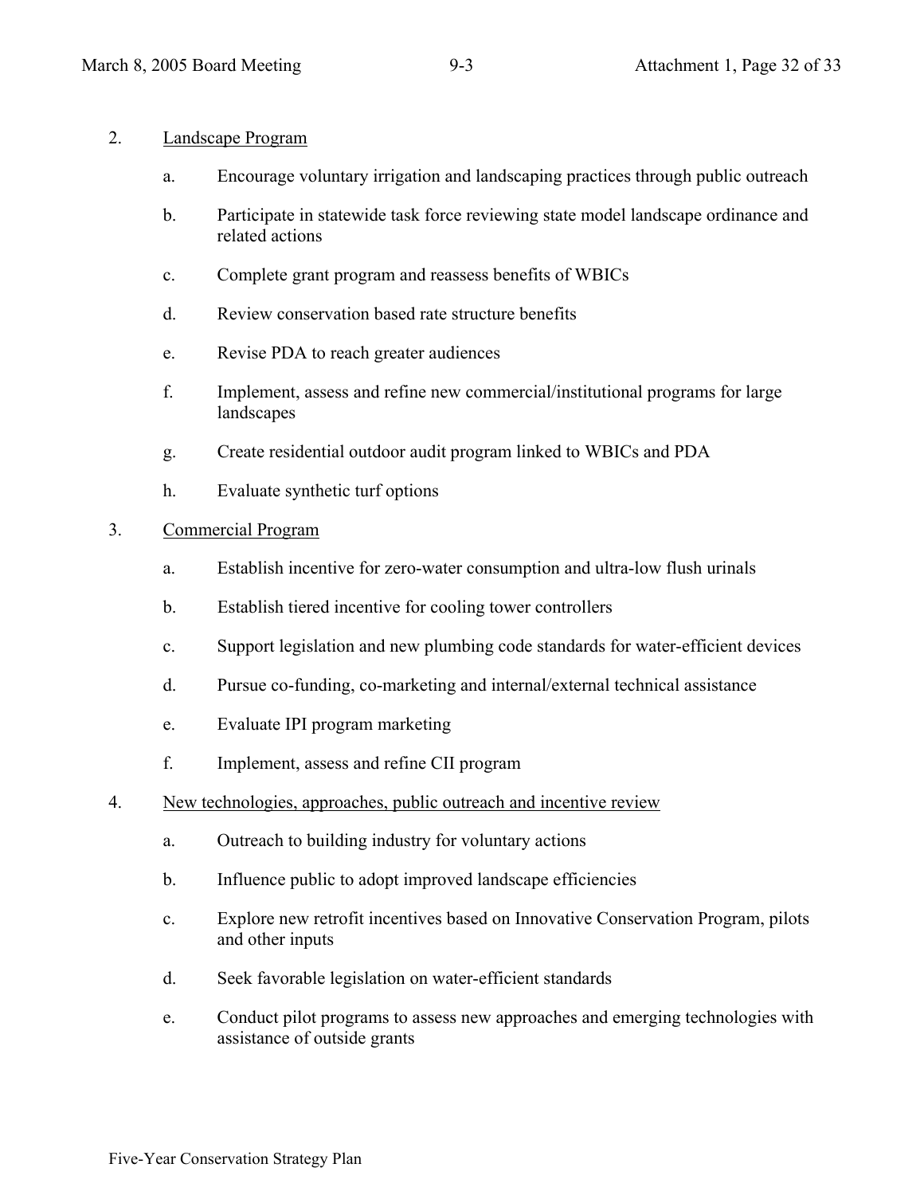2. Landscape Program

   a. Encourage voluntary irrigation and landscaping practices through public outreach

   b. Participate in statewide task force reviewing state model landscape ordinance and related actions

   c. Complete grant program and reassess benefits of WBICs

   d. Review conservation based rate structure benefits

   e. Revise PDA to reach greater audiences

   f. Implement, assess and refine new commercial/institutional programs for large landscapes

   g. Create residential outdoor audit program linked to WBICs and PDA

   h. Evaluate synthetic turf options

3. Commercial Program

   a. Establish incentive for zero-water consumption and ultra-low flush urinals

   b. Establish tiered incentive for cooling tower controllers

   c. Support legislation and new plumbing code standards for water-efficient devices

   d. Pursue co-funding, co-marketing and internal/external technical assistance

   e. Evaluate IPI program marketing

   f. Implement, assess and refine CII program

4. New technologies, approaches, public outreach and incentive review

   a. Outreach to building industry for voluntary actions

   b. Influence public to adopt improved landscape efficiencies

   c. Explore new retrofit incentives based on Innovative Conservation Program, pilots and other inputs

   d. Seek favorable legislation on water-efficient standards

   e. Conduct pilot programs to assess new approaches and emerging technologies with assistance of outside grants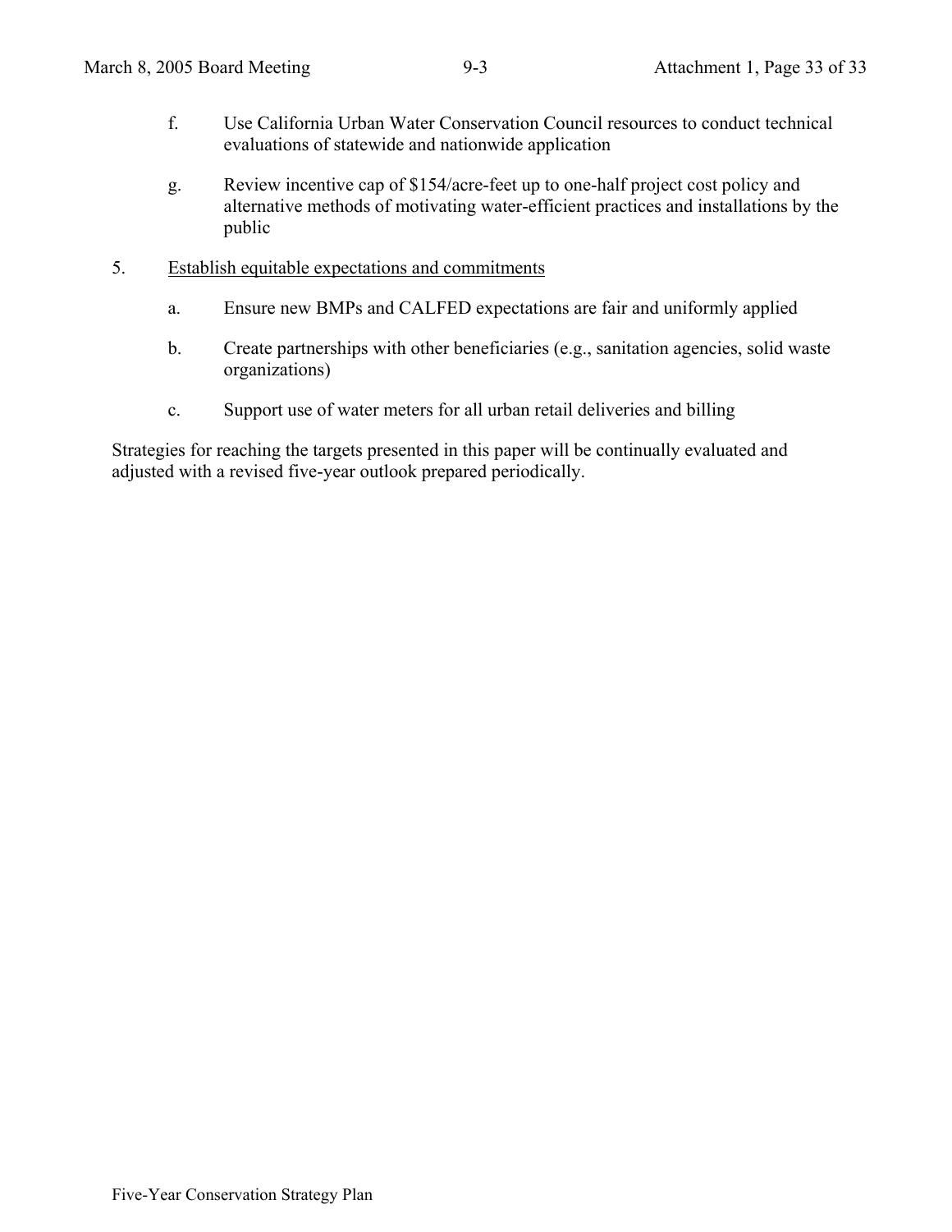f. Use California Urban Water Conservation Council resources to conduct technical evaluations of statewide and nationwide application

g. Review incentive cap of $154/acre-feet up to one-half project cost policy and alternative methods of motivating water-efficient practices and installations by the public

5. Establish equitable expectations and commitments

   a. Ensure new BMPs and CALFED expectations are fair and uniformly applied

   b. Create partnerships with other beneficiaries (e.g., sanitation agencies, solid waste organizations)

   c. Support use of water meters for all urban retail deliveries and billing

Strategies for reaching the targets presented in this paper will be continually evaluated and adjusted with a revised five-year outlook prepared periodically.